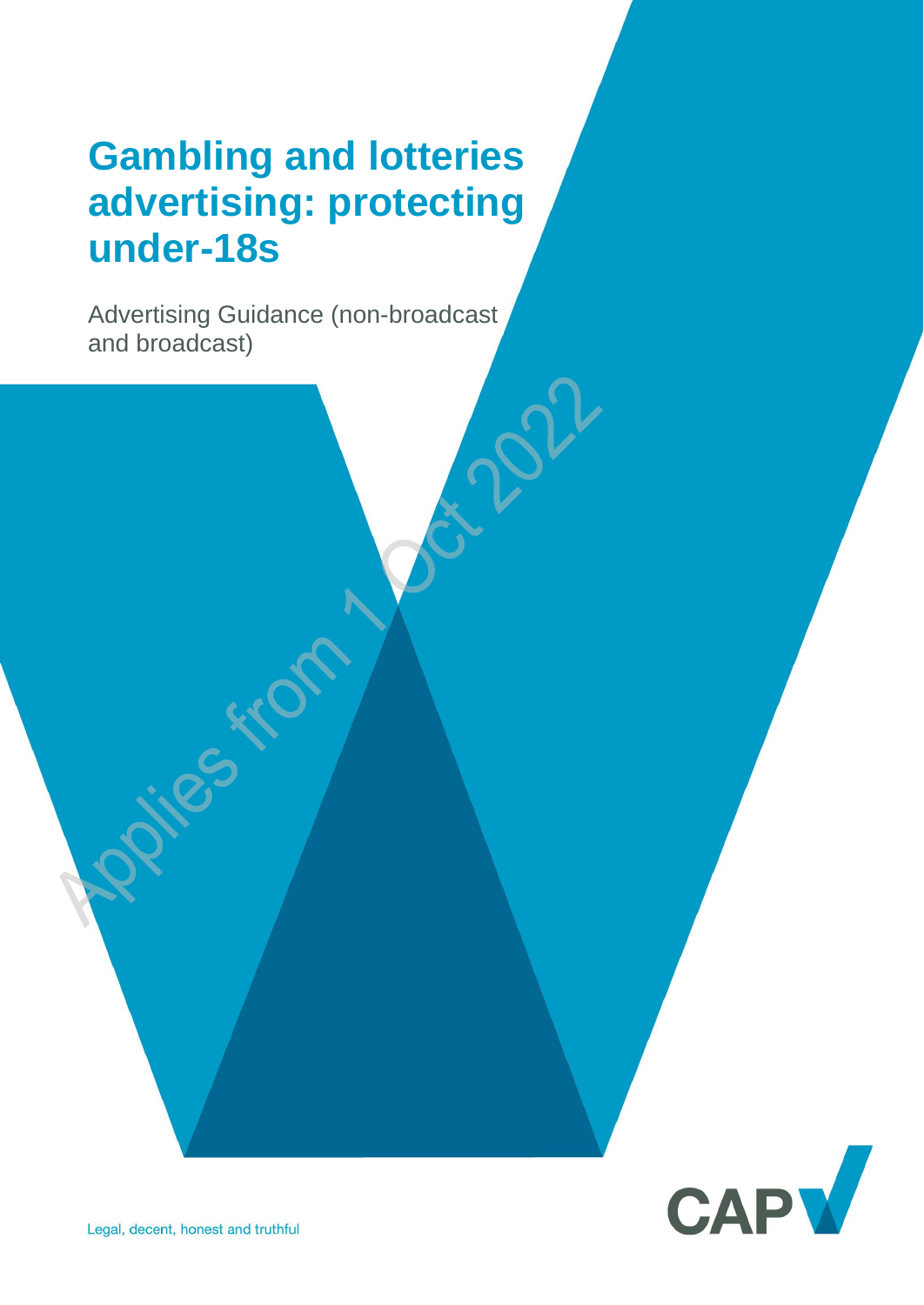# Gambling and lotteries advertising: protecting under-18s

Advertising Guidance (non-broadcast and broadcast)

Applies from 1 Oct 2022

CAP

Legal, decent, honest and truthful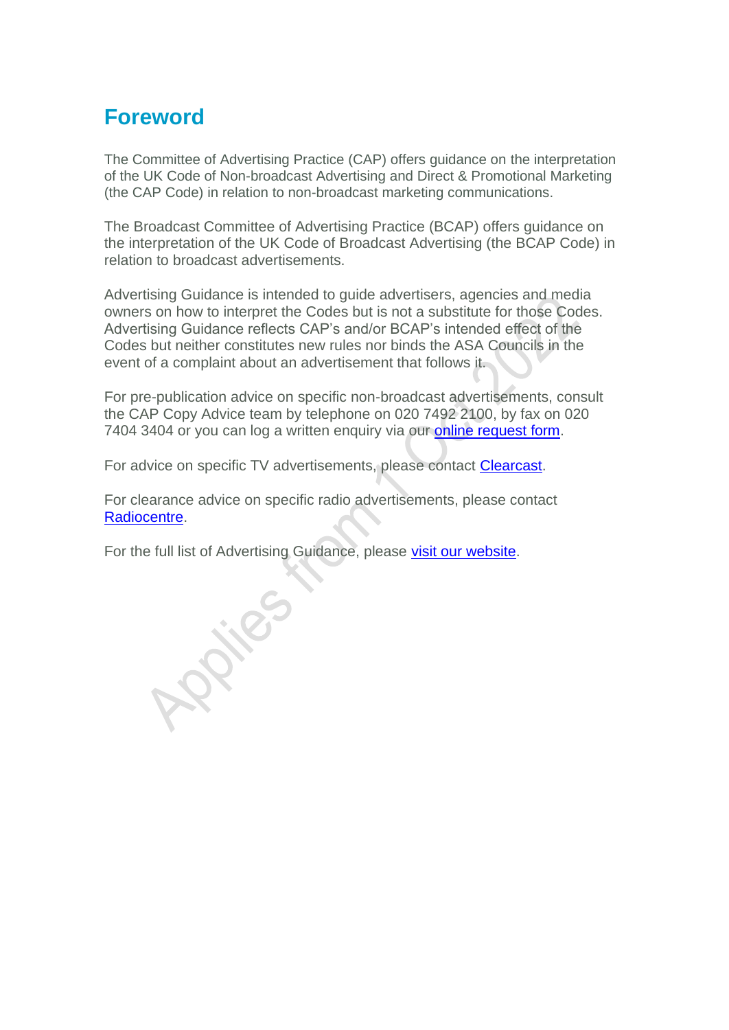# Foreword

The Committee of Advertising Practice (CAP) offers guidance on the interpretation of the UK Code of Non-broadcast Advertising and Direct & Promotional Marketing (the CAP Code) in relation to non-broadcast marketing communications.

The Broadcast Committee of Advertising Practice (BCAP) offers guidance on the interpretation of the UK Code of Broadcast Advertising (the BCAP Code) in relation to broadcast advertisements.

Advertising Guidance is intended to guide advertisers, agencies and media owners on how to interpret the Codes but is not a substitute for those Codes. Advertising Guidance reflects CAP's and/or BCAP's intended effect of the Codes but neither constitutes new rules nor binds the ASA Councils in the event of a complaint about an advertisement that follows it.

For pre-publication advice on specific non-broadcast advertisements, consult the CAP Copy Advice team by telephone on 020 7492 2100, by fax on 020 7404 3404 or you can log a written enquiry via our online request form.

For advice on specific TV advertisements, please contact Clearcast.

For clearance advice on specific radio advertisements, please contact Radiocentre.

For the full list of Advertising Guidance, please visit our website.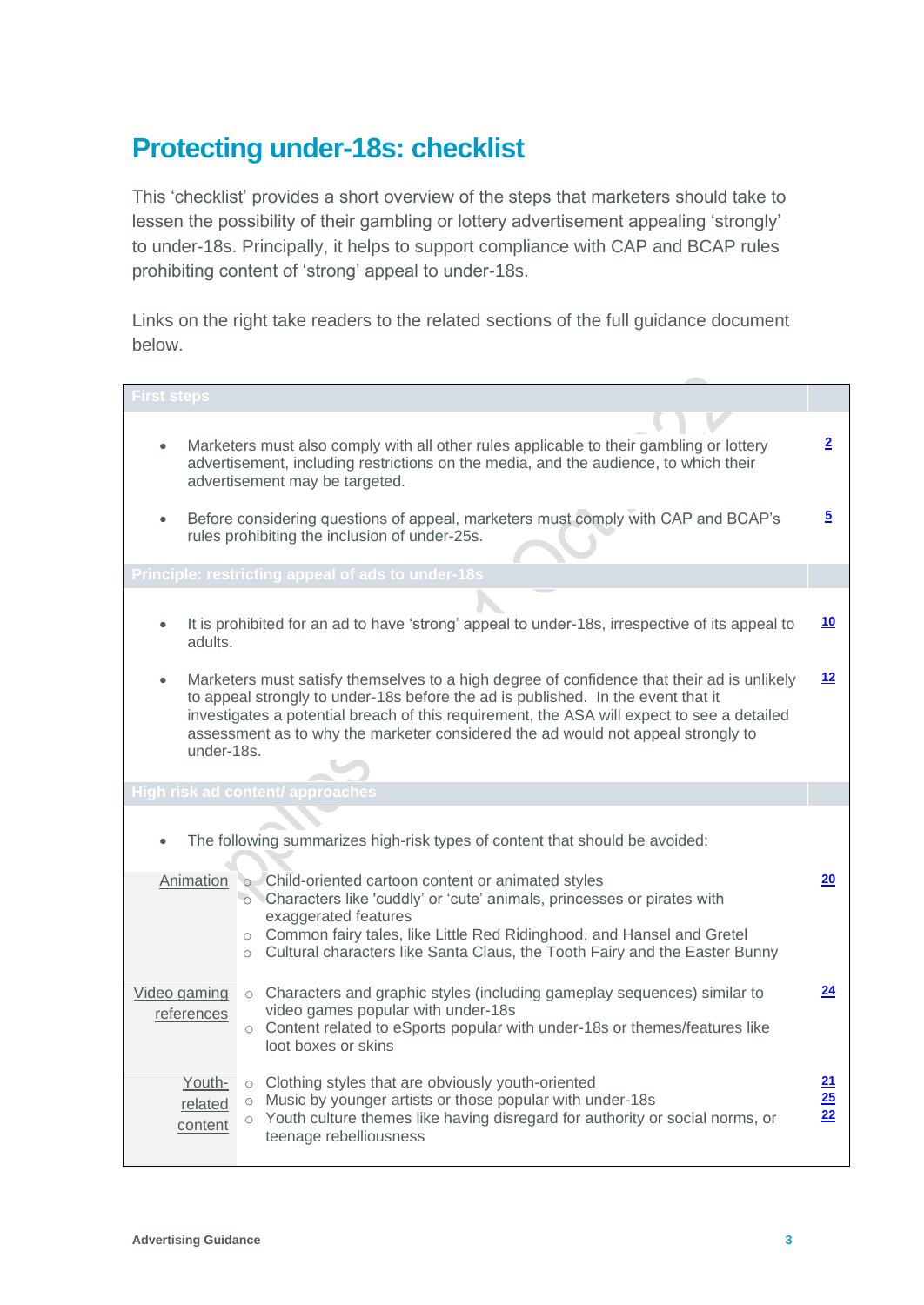# Protecting under-18s: checklist

This 'checklist' provides a short overview of the steps that marketers should take to lessen the possibility of their gambling or lottery advertisement appealing 'strongly' to under-18s. Principally, it helps to support compliance with CAP and BCAP rules prohibiting content of 'strong' appeal to under-18s.

Links on the right take readers to the related sections of the full guidance document below.

| | | |
|---|---|---|
| **First steps** | | |
| | • Marketers must also comply with all other rules applicable to their gambling or lottery advertisement, including restrictions on the media, and the audience, to which their advertisement may be targeted. | 2 |
| | • Before considering questions of appeal, marketers must comply with CAP and BCAP's rules prohibiting the inclusion of under-25s. | 5 |
| **Principle: restricting appeal of ads to under-18s** | | |
| | • It is prohibited for an ad to have 'strong' appeal to under-18s, irrespective of its appeal to adults. | 10 |
| | • Marketers must satisfy themselves to a high degree of confidence that their ad is unlikely to appeal strongly to under-18s before the ad is published. In the event that it investigates a potential breach of this requirement, the ASA will expect to see a detailed assessment as to why the marketer considered the ad would not appeal strongly to under-18s. | 12 |
| **High risk ad content/ approaches** | | |
| | • The following summarizes high-risk types of content that should be avoided: | |
| Animation | ○ Child-oriented cartoon content or animated styles<br>○ Characters like 'cuddly' or 'cute' animals, princesses or pirates with exaggerated features<br>○ Common fairy tales, like Little Red Ridinghood, and Hansel and Gretel<br>○ Cultural characters like Santa Claus, the Tooth Fairy and the Easter Bunny | 20 |
| Video gaming references | ○ Characters and graphic styles (including gameplay sequences) similar to video games popular with under-18s<br>○ Content related to eSports popular with under-18s or themes/features like loot boxes or skins | 24 |
| Youth-related content | ○ Clothing styles that are obviously youth-oriented<br>○ Music by younger artists or those popular with under-18s<br>○ Youth culture themes like having disregard for authority or social norms, or teenage rebelliousness | 21<br>25<br>22 |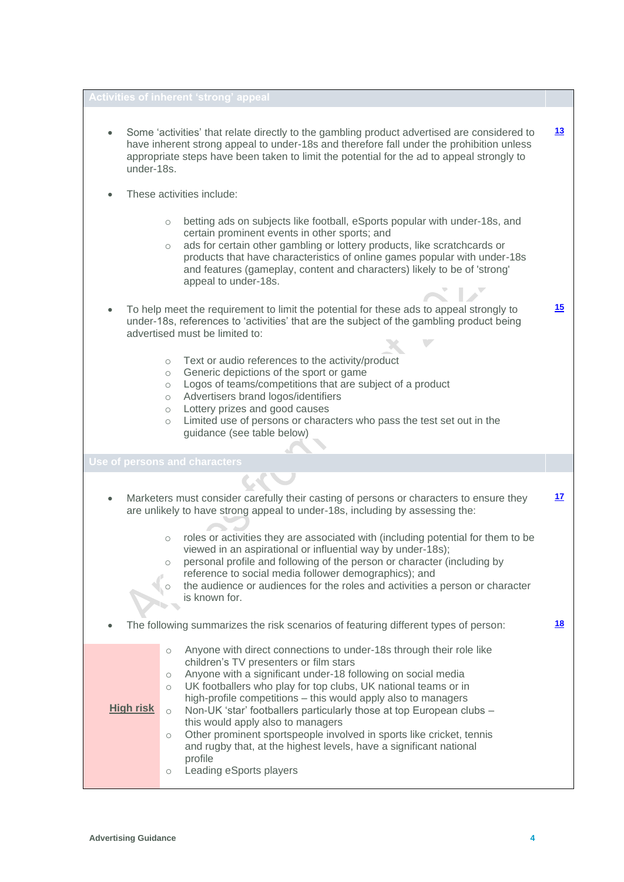## Activities of inherent 'strong' appeal

- Some 'activities' that relate directly to the gambling product advertised are considered to have inherent strong appeal to under-18s and therefore fall under the prohibition unless appropriate steps have been taken to limit the potential for the ad to appeal strongly to under-18s. **13**

- These activities include:

  - betting ads on subjects like football, eSports popular with under-18s, and certain prominent events in other sports; and
  - ads for certain other gambling or lottery products, like scratchcards or products that have characteristics of online games popular with under-18s and features (gameplay, content and characters) likely to be of 'strong' appeal to under-18s.

- To help meet the requirement to limit the potential for these ads to appeal strongly to under-18s, references to 'activities' that are the subject of the gambling product being advertised must be limited to: **15**

  - Text or audio references to the activity/product
  - Generic depictions of the sport or game
  - Logos of teams/competitions that are subject of a product
  - Advertisers brand logos/identifiers
  - Lottery prizes and good causes
  - Limited use of persons or characters who pass the test set out in the guidance (see table below)

## Use of persons and characters

- Marketers must consider carefully their casting of persons or characters to ensure they are unlikely to have strong appeal to under-18s, including by assessing the: **17**

  - roles or activities they are associated with (including potential for them to be viewed in an aspirational or influential way by under-18s);
  - personal profile and following of the person or character (including by reference to social media follower demographics); and
  - the audience or audiences for the roles and activities a person or character is known for.

- The following summarizes the risk scenarios of featuring different types of person: **18**

| Risk | Scenarios |
| --- | --- |
| **High risk** | ○ Anyone with direct connections to under-18s through their role like children's TV presenters or film stars<br>○ Anyone with a significant under-18 following on social media<br>○ UK footballers who play for top clubs, UK national teams or in high-profile competitions – this would apply also to managers<br>○ Non-UK 'star' footballers particularly those at top European clubs – this would apply also to managers<br>○ Other prominent sportspeople involved in sports like cricket, tennis and rugby that, at the highest levels, have a significant national profile<br>○ Leading eSports players |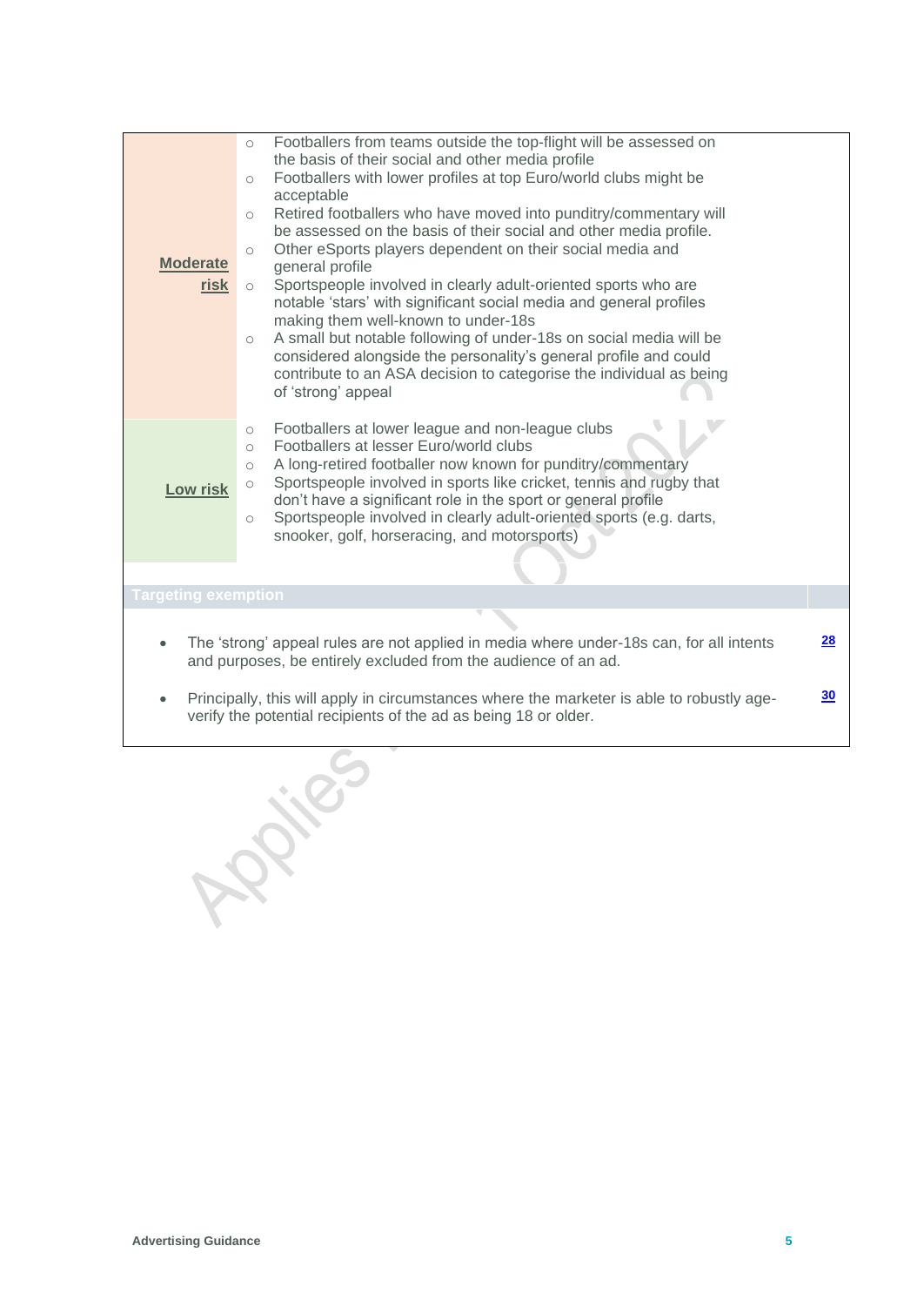| | |
|---|---|
| **Moderate risk** | ○ Footballers from teams outside the top-flight will be assessed on the basis of their social and other media profile<br>○ Footballers with lower profiles at top Euro/world clubs might be acceptable<br>○ Retired footballers who have moved into punditry/commentary will be assessed on the basis of their social and other media profile.<br>○ Other eSports players dependent on their social media and general profile<br>○ Sportspeople involved in clearly adult-oriented sports who are notable 'stars' with significant social media and general profiles making them well-known to under-18s<br>○ A small but notable following of under-18s on social media will be considered alongside the personality's general profile and could contribute to an ASA decision to categorise the individual as being of 'strong' appeal |
| **Low risk** | ○ Footballers at lower league and non-league clubs<br>○ Footballers at lesser Euro/world clubs<br>○ A long-retired footballer now known for punditry/commentary<br>○ Sportspeople involved in sports like cricket, tennis and rugby that don't have a significant role in the sport or general profile<br>○ Sportspeople involved in clearly adult-oriented sports (e.g. darts, snooker, golf, horseracing, and motorsports) |

**Targeting exemption**

- The 'strong' appeal rules are not applied in media where under-18s can, for all intents and purposes, be entirely excluded from the audience of an ad. [28]
- Principally, this will apply in circumstances where the marketer is able to robustly age-verify the potential recipients of the ad as being 18 or older. [30]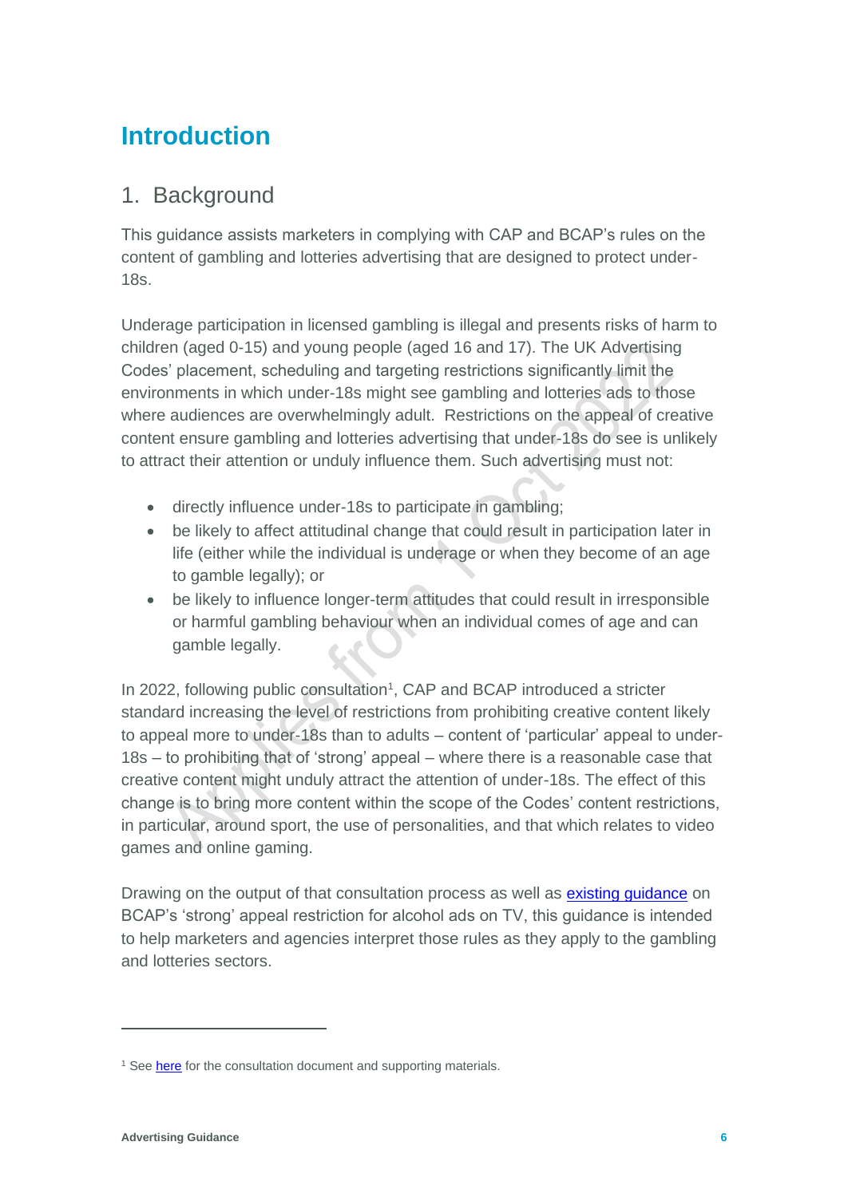# Introduction

## 1. Background

This guidance assists marketers in complying with CAP and BCAP's rules on the content of gambling and lotteries advertising that are designed to protect under-18s.

Underage participation in licensed gambling is illegal and presents risks of harm to children (aged 0-15) and young people (aged 16 and 17). The UK Advertising Codes' placement, scheduling and targeting restrictions significantly limit the environments in which under-18s might see gambling and lotteries ads to those where audiences are overwhelmingly adult. Restrictions on the appeal of creative content ensure gambling and lotteries advertising that under-18s do see is unlikely to attract their attention or unduly influence them. Such advertising must not:

- directly influence under-18s to participate in gambling;
- be likely to affect attitudinal change that could result in participation later in life (either while the individual is underage or when they become of an age to gamble legally); or
- be likely to influence longer-term attitudes that could result in irresponsible or harmful gambling behaviour when an individual comes of age and can gamble legally.

In 2022, following public consultation[1], CAP and BCAP introduced a stricter standard increasing the level of restrictions from prohibiting creative content likely to appeal more to under-18s than to adults – content of 'particular' appeal to under-18s – to prohibiting that of 'strong' appeal – where there is a reasonable case that creative content might unduly attract the attention of under-18s. The effect of this change is to bring more content within the scope of the Codes' content restrictions, in particular, around sport, the use of personalities, and that which relates to video games and online gaming.

Drawing on the output of that consultation process as well as existing guidance on BCAP's 'strong' appeal restriction for alcohol ads on TV, this guidance is intended to help marketers and agencies interpret those rules as they apply to the gambling and lotteries sectors.

---

[1] See here for the consultation document and supporting materials.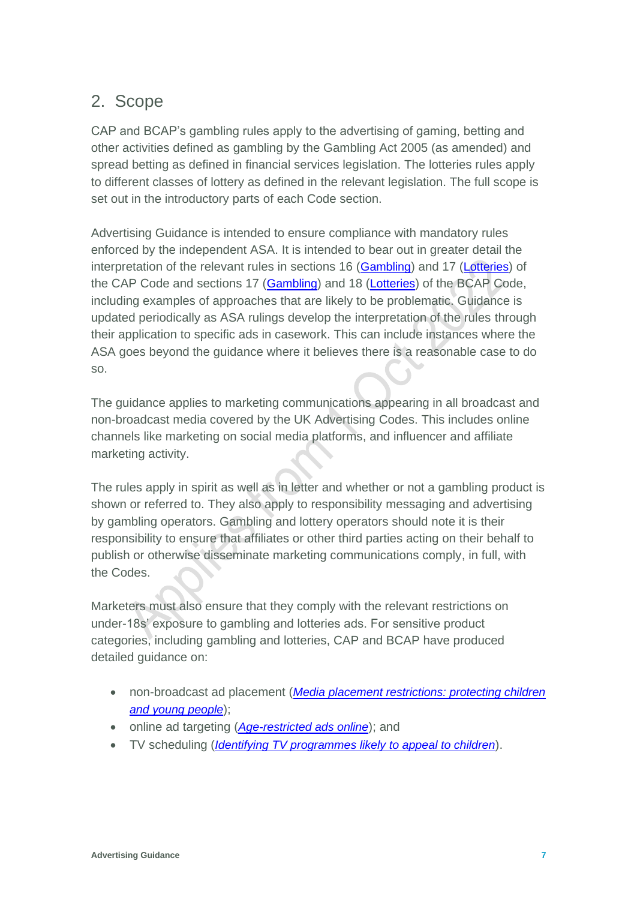## 2. Scope

CAP and BCAP's gambling rules apply to the advertising of gaming, betting and other activities defined as gambling by the Gambling Act 2005 (as amended) and spread betting as defined in financial services legislation. The lotteries rules apply to different classes of lottery as defined in the relevant legislation. The full scope is set out in the introductory parts of each Code section.

Advertising Guidance is intended to ensure compliance with mandatory rules enforced by the independent ASA. It is intended to bear out in greater detail the interpretation of the relevant rules in sections 16 (Gambling) and 17 (Lotteries) of the CAP Code and sections 17 (Gambling) and 18 (Lotteries) of the BCAP Code, including examples of approaches that are likely to be problematic. Guidance is updated periodically as ASA rulings develop the interpretation of the rules through their application to specific ads in casework. This can include instances where the ASA goes beyond the guidance where it believes there is a reasonable case to do so.

The guidance applies to marketing communications appearing in all broadcast and non-broadcast media covered by the UK Advertising Codes. This includes online channels like marketing on social media platforms, and influencer and affiliate marketing activity.

The rules apply in spirit as well as in letter and whether or not a gambling product is shown or referred to. They also apply to responsibility messaging and advertising by gambling operators. Gambling and lottery operators should note it is their responsibility to ensure that affiliates or other third parties acting on their behalf to publish or otherwise disseminate marketing communications comply, in full, with the Codes.

Marketers must also ensure that they comply with the relevant restrictions on under-18s' exposure to gambling and lotteries ads. For sensitive product categories, including gambling and lotteries, CAP and BCAP have produced detailed guidance on:

- non-broadcast ad placement (*Media placement restrictions: protecting children and young people*);
- online ad targeting (*Age-restricted ads online*); and
- TV scheduling (*Identifying TV programmes likely to appeal to children*).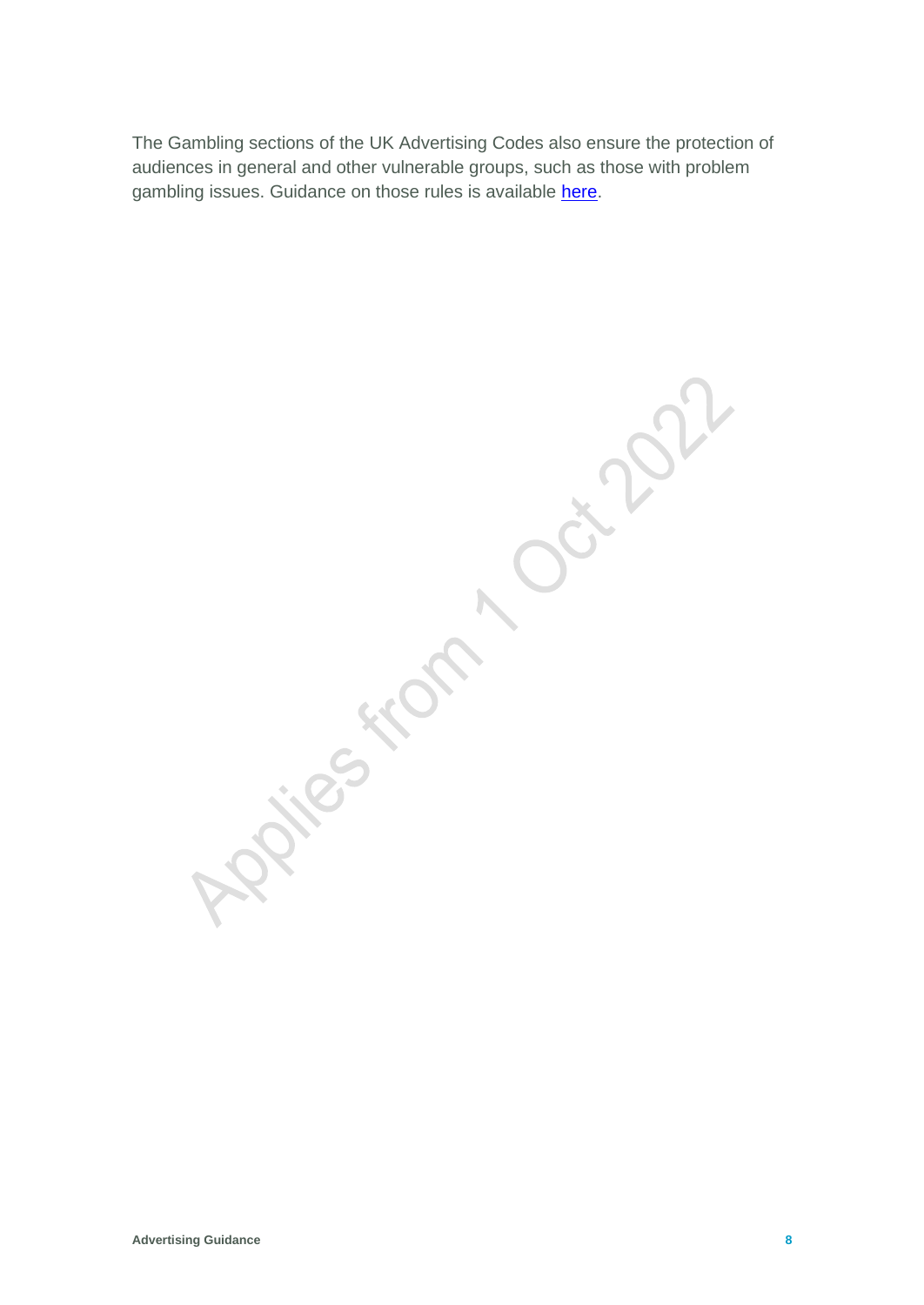The Gambling sections of the UK Advertising Codes also ensure the protection of audiences in general and other vulnerable groups, such as those with problem gambling issues. Guidance on those rules is available here.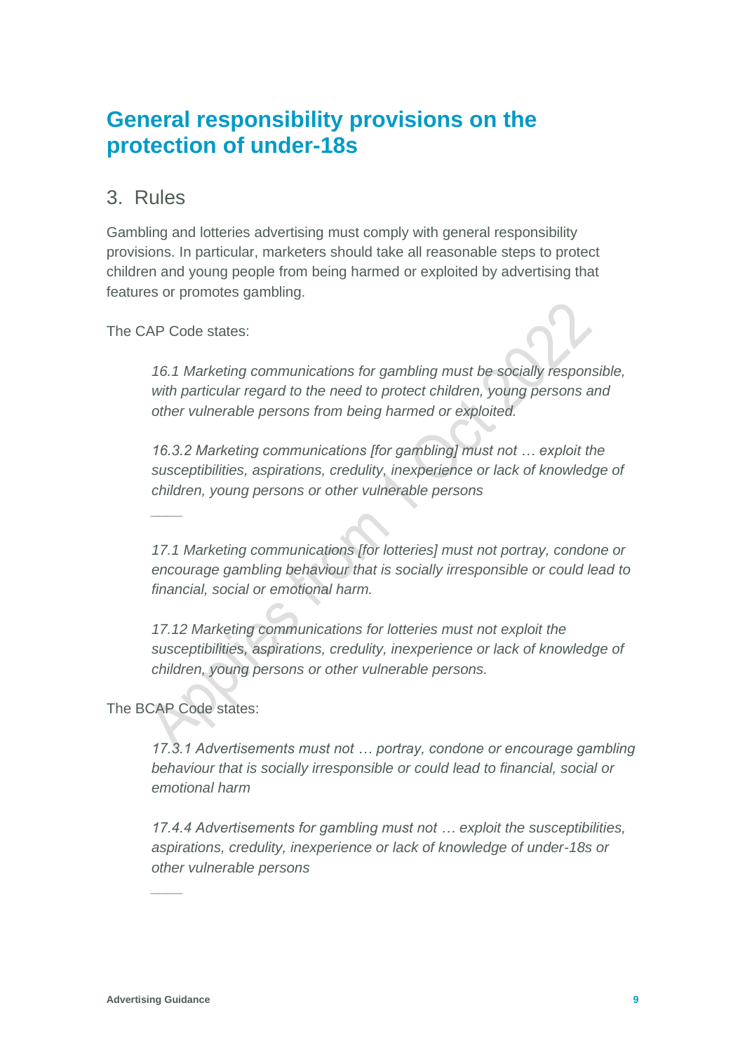# General responsibility provisions on the protection of under-18s

## 3. Rules

Gambling and lotteries advertising must comply with general responsibility provisions. In particular, marketers should take all reasonable steps to protect children and young people from being harmed or exploited by advertising that features or promotes gambling.

The CAP Code states:

> *16.1 Marketing communications for gambling must be socially responsible, with particular regard to the need to protect children, young persons and other vulnerable persons from being harmed or exploited.*
>
> *16.3.2 Marketing communications [for gambling] must not … exploit the susceptibilities, aspirations, credulity, inexperience or lack of knowledge of children, young persons or other vulnerable persons*
>
> ____
>
> *17.1 Marketing communications [for lotteries] must not portray, condone or encourage gambling behaviour that is socially irresponsible or could lead to financial, social or emotional harm.*
>
> *17.12 Marketing communications for lotteries must not exploit the susceptibilities, aspirations, credulity, inexperience or lack of knowledge of children, young persons or other vulnerable persons.*

The BCAP Code states:

> *17.3.1 Advertisements must not … portray, condone or encourage gambling behaviour that is socially irresponsible or could lead to financial, social or emotional harm*
>
> *17.4.4 Advertisements for gambling must not … exploit the susceptibilities, aspirations, credulity, inexperience or lack of knowledge of under-18s or other vulnerable persons*
>
> ____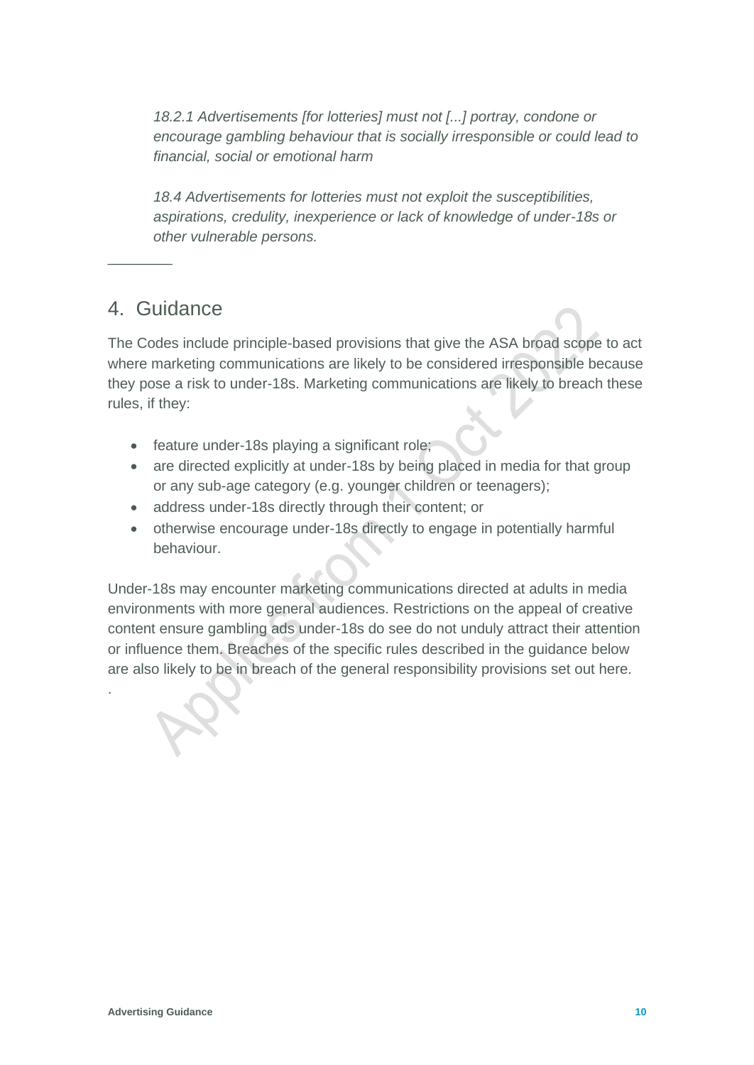*18.2.1 Advertisements [for lotteries] must not [...] portray, condone or encourage gambling behaviour that is socially irresponsible or could lead to financial, social or emotional harm*

*18.4 Advertisements for lotteries must not exploit the susceptibilities, aspirations, credulity, inexperience or lack of knowledge of under-18s or other vulnerable persons.*

________

## 4. Guidance

The Codes include principle-based provisions that give the ASA broad scope to act where marketing communications are likely to be considered irresponsible because they pose a risk to under-18s. Marketing communications are likely to breach these rules, if they:

- feature under-18s playing a significant role;
- are directed explicitly at under-18s by being placed in media for that group or any sub-age category (e.g. younger children or teenagers);
- address under-18s directly through their content; or
- otherwise encourage under-18s directly to engage in potentially harmful behaviour.

Under-18s may encounter marketing communications directed at adults in media environments with more general audiences. Restrictions on the appeal of creative content ensure gambling ads under-18s do see do not unduly attract their attention or influence them. Breaches of the specific rules described in the guidance below are also likely to be in breach of the general responsibility provisions set out here.

.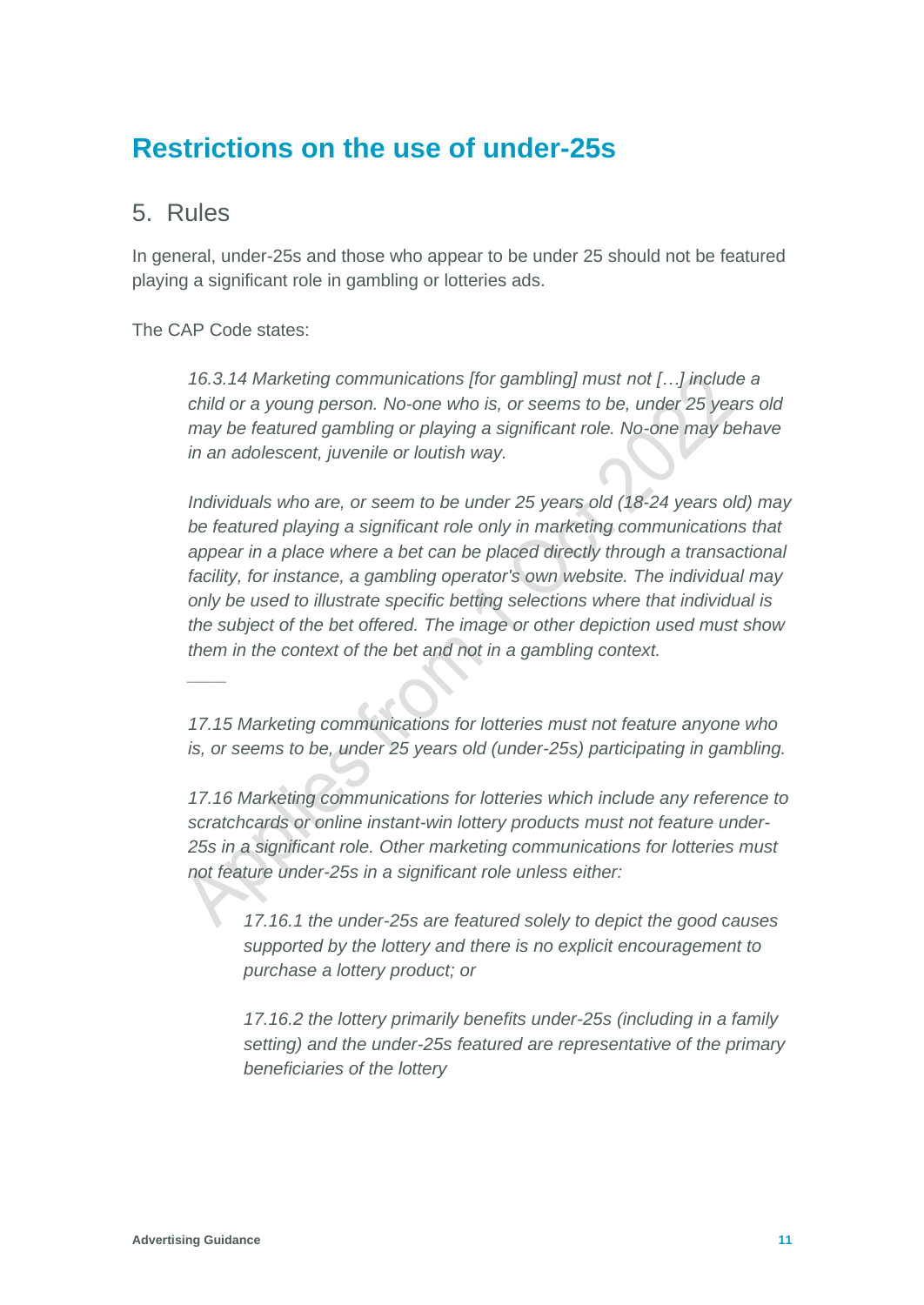# Restrictions on the use of under-25s

## 5. Rules

In general, under-25s and those who appear to be under 25 should not be featured playing a significant role in gambling or lotteries ads.

The CAP Code states:

> *16.3.14 Marketing communications [for gambling] must not […] include a child or a young person. No-one who is, or seems to be, under 25 years old may be featured gambling or playing a significant role. No-one may behave in an adolescent, juvenile or loutish way.*
>
> *Individuals who are, or seem to be under 25 years old (18-24 years old) may be featured playing a significant role only in marketing communications that appear in a place where a bet can be placed directly through a transactional facility, for instance, a gambling operator's own website. The individual may only be used to illustrate specific betting selections where that individual is the subject of the bet offered. The image or other depiction used must show them in the context of the bet and not in a gambling context.*
>
> ____
>
> *17.15 Marketing communications for lotteries must not feature anyone who is, or seems to be, under 25 years old (under-25s) participating in gambling.*
>
> *17.16 Marketing communications for lotteries which include any reference to scratchcards or online instant-win lottery products must not feature under-25s in a significant role. Other marketing communications for lotteries must not feature under-25s in a significant role unless either:*
>
>> *17.16.1 the under-25s are featured solely to depict the good causes supported by the lottery and there is no explicit encouragement to purchase a lottery product; or*
>>
>> *17.16.2 the lottery primarily benefits under-25s (including in a family setting) and the under-25s featured are representative of the primary beneficiaries of the lottery*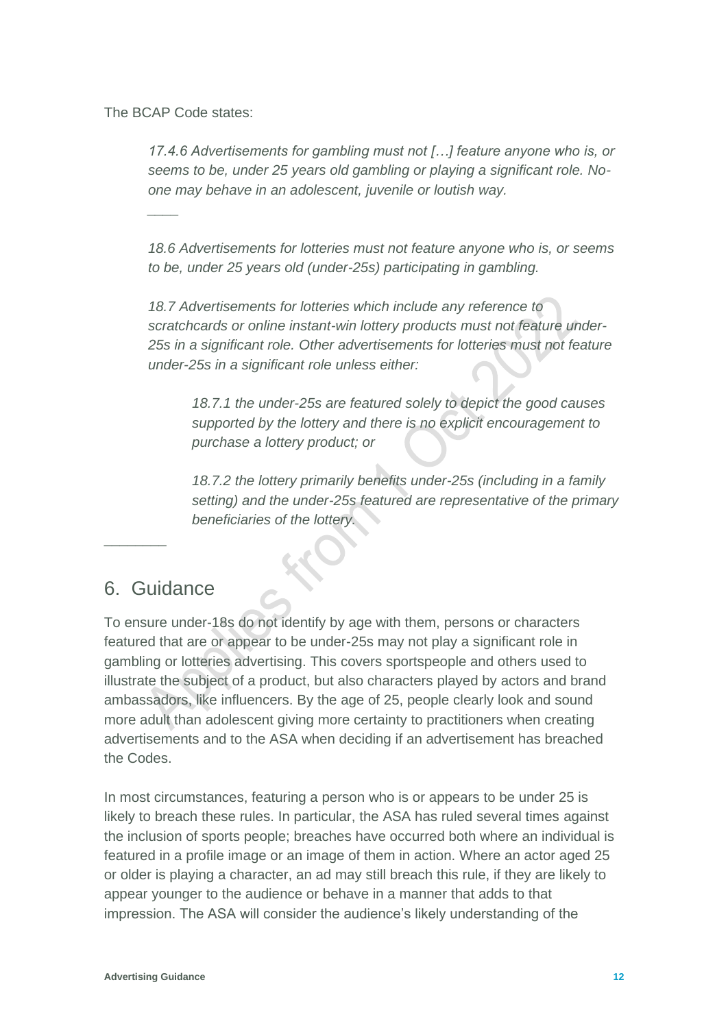The BCAP Code states:

> *17.4.6 Advertisements for gambling must not […] feature anyone who is, or seems to be, under 25 years old gambling or playing a significant role. No-one may behave in an adolescent, juvenile or loutish way.*
>
> ____
>
> *18.6 Advertisements for lotteries must not feature anyone who is, or seems to be, under 25 years old (under-25s) participating in gambling.*
>
> *18.7 Advertisements for lotteries which include any reference to scratchcards or online instant-win lottery products must not feature under-25s in a significant role. Other advertisements for lotteries must not feature under-25s in a significant role unless either:*
>
> > *18.7.1 the under-25s are featured solely to depict the good causes supported by the lottery and there is no explicit encouragement to purchase a lottery product; or*
> >
> > *18.7.2 the lottery primarily benefits under-25s (including in a family setting) and the under-25s featured are representative of the primary beneficiaries of the lottery.*

________

## 6. Guidance

To ensure under-18s do not identify by age with them, persons or characters featured that are or appear to be under-25s may not play a significant role in gambling or lotteries advertising. This covers sportspeople and others used to illustrate the subject of a product, but also characters played by actors and brand ambassadors, like influencers. By the age of 25, people clearly look and sound more adult than adolescent giving more certainty to practitioners when creating advertisements and to the ASA when deciding if an advertisement has breached the Codes.

In most circumstances, featuring a person who is or appears to be under 25 is likely to breach these rules. In particular, the ASA has ruled several times against the inclusion of sports people; breaches have occurred both where an individual is featured in a profile image or an image of them in action. Where an actor aged 25 or older is playing a character, an ad may still breach this rule, if they are likely to appear younger to the audience or behave in a manner that adds to that impression. The ASA will consider the audience's likely understanding of the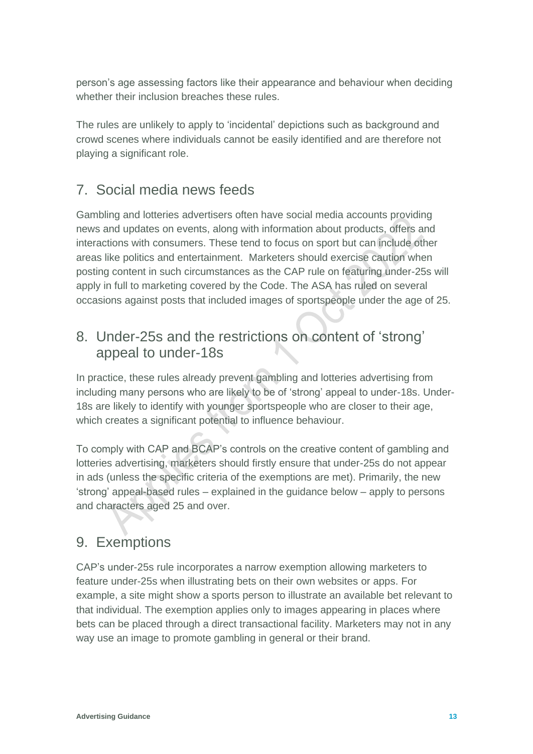person's age assessing factors like their appearance and behaviour when deciding whether their inclusion breaches these rules.

The rules are unlikely to apply to 'incidental' depictions such as background and crowd scenes where individuals cannot be easily identified and are therefore not playing a significant role.

## 7. Social media news feeds

Gambling and lotteries advertisers often have social media accounts providing news and updates on events, along with information about products, offers and interactions with consumers. These tend to focus on sport but can include other areas like politics and entertainment. Marketers should exercise caution when posting content in such circumstances as the CAP rule on featuring under-25s will apply in full to marketing covered by the Code. The ASA has ruled on several occasions against posts that included images of sportspeople under the age of 25.

## 8. Under-25s and the restrictions on content of 'strong' appeal to under-18s

In practice, these rules already prevent gambling and lotteries advertising from including many persons who are likely to be of 'strong' appeal to under-18s. Under-18s are likely to identify with younger sportspeople who are closer to their age, which creates a significant potential to influence behaviour.

To comply with CAP and BCAP's controls on the creative content of gambling and lotteries advertising, marketers should firstly ensure that under-25s do not appear in ads (unless the specific criteria of the exemptions are met). Primarily, the new 'strong' appeal-based rules – explained in the guidance below – apply to persons and characters aged 25 and over.

## 9. Exemptions

CAP's under-25s rule incorporates a narrow exemption allowing marketers to feature under-25s when illustrating bets on their own websites or apps. For example, a site might show a sports person to illustrate an available bet relevant to that individual. The exemption applies only to images appearing in places where bets can be placed through a direct transactional facility. Marketers may not in any way use an image to promote gambling in general or their brand.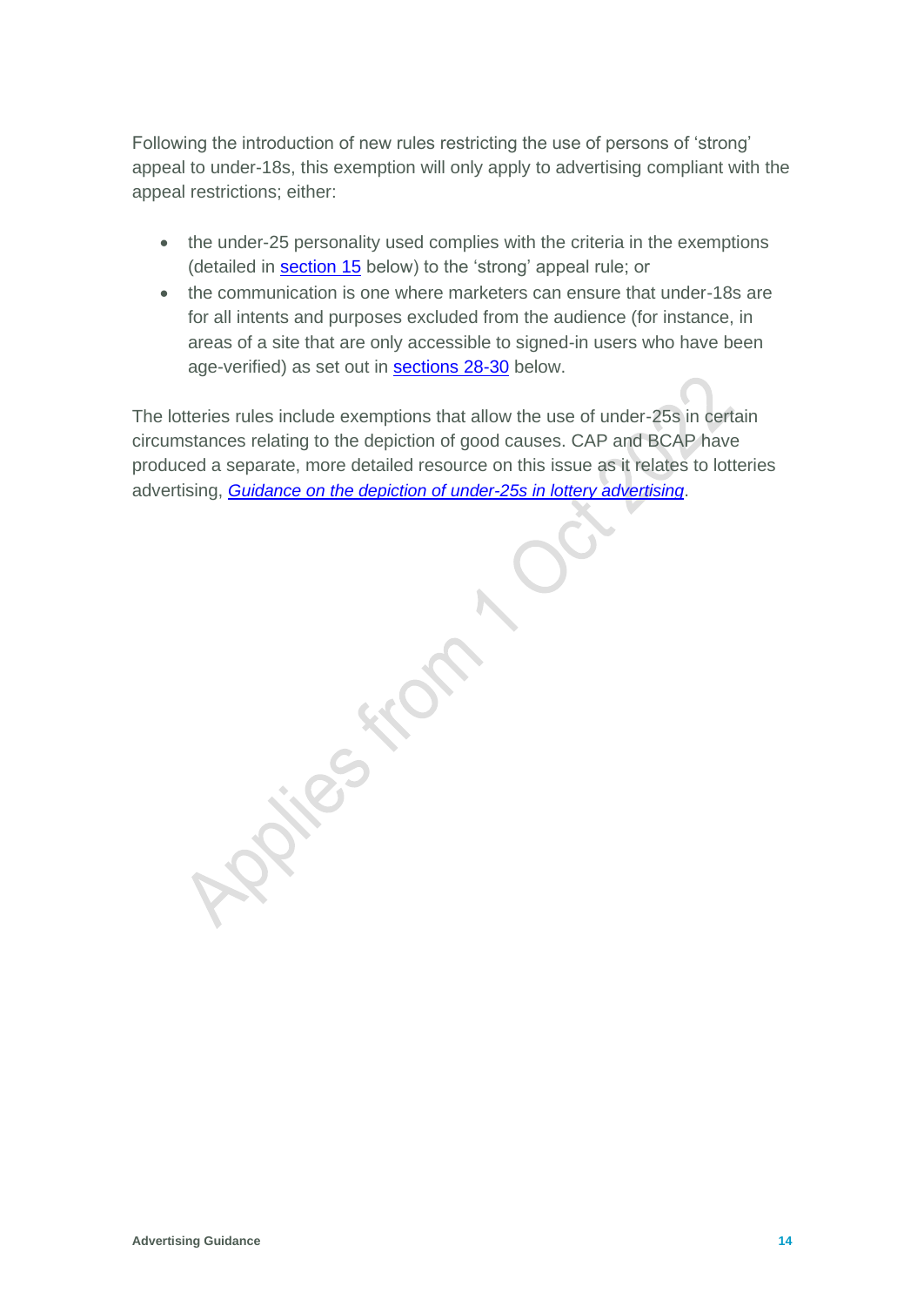Following the introduction of new rules restricting the use of persons of 'strong' appeal to under-18s, this exemption will only apply to advertising compliant with the appeal restrictions; either:

- the under-25 personality used complies with the criteria in the exemptions (detailed in section 15 below) to the 'strong' appeal rule; or
- the communication is one where marketers can ensure that under-18s are for all intents and purposes excluded from the audience (for instance, in areas of a site that are only accessible to signed-in users who have been age-verified) as set out in sections 28-30 below.

The lotteries rules include exemptions that allow the use of under-25s in certain circumstances relating to the depiction of good causes. CAP and BCAP have produced a separate, more detailed resource on this issue as it relates to lotteries advertising, *Guidance on the depiction of under-25s in lottery advertising*.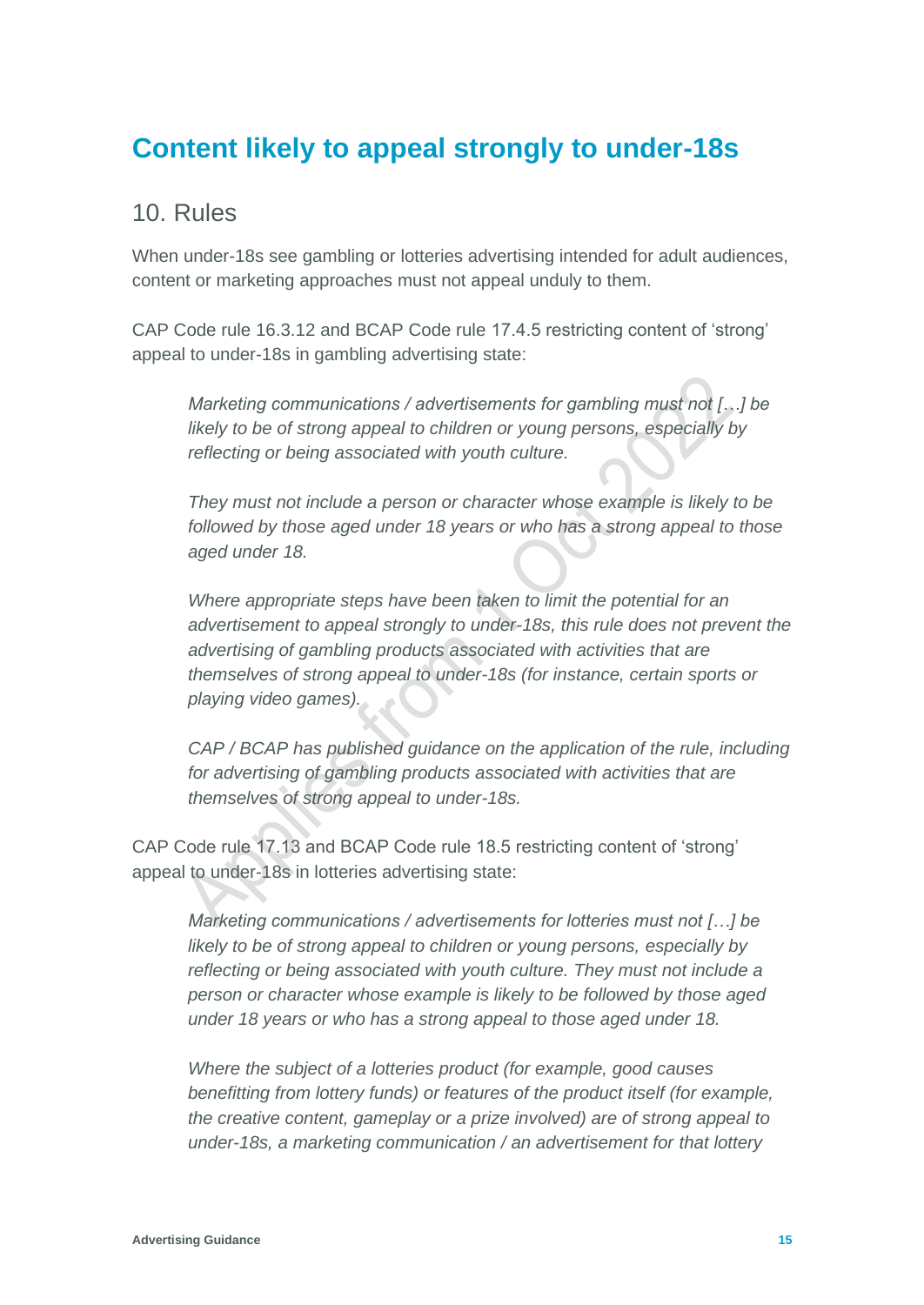# Content likely to appeal strongly to under-18s

## 10. Rules

When under-18s see gambling or lotteries advertising intended for adult audiences, content or marketing approaches must not appeal unduly to them.

CAP Code rule 16.3.12 and BCAP Code rule 17.4.5 restricting content of 'strong' appeal to under-18s in gambling advertising state:

> *Marketing communications / advertisements for gambling must not […] be likely to be of strong appeal to children or young persons, especially by reflecting or being associated with youth culture.*
>
> *They must not include a person or character whose example is likely to be followed by those aged under 18 years or who has a strong appeal to those aged under 18.*
>
> *Where appropriate steps have been taken to limit the potential for an advertisement to appeal strongly to under-18s, this rule does not prevent the advertising of gambling products associated with activities that are themselves of strong appeal to under-18s (for instance, certain sports or playing video games).*
>
> *CAP / BCAP has published guidance on the application of the rule, including for advertising of gambling products associated with activities that are themselves of strong appeal to under-18s.*

CAP Code rule 17.13 and BCAP Code rule 18.5 restricting content of 'strong' appeal to under-18s in lotteries advertising state:

> *Marketing communications / advertisements for lotteries must not […] be likely to be of strong appeal to children or young persons, especially by reflecting or being associated with youth culture. They must not include a person or character whose example is likely to be followed by those aged under 18 years or who has a strong appeal to those aged under 18.*
>
> *Where the subject of a lotteries product (for example, good causes benefitting from lottery funds) or features of the product itself (for example, the creative content, gameplay or a prize involved) are of strong appeal to under-18s, a marketing communication / an advertisement for that lottery*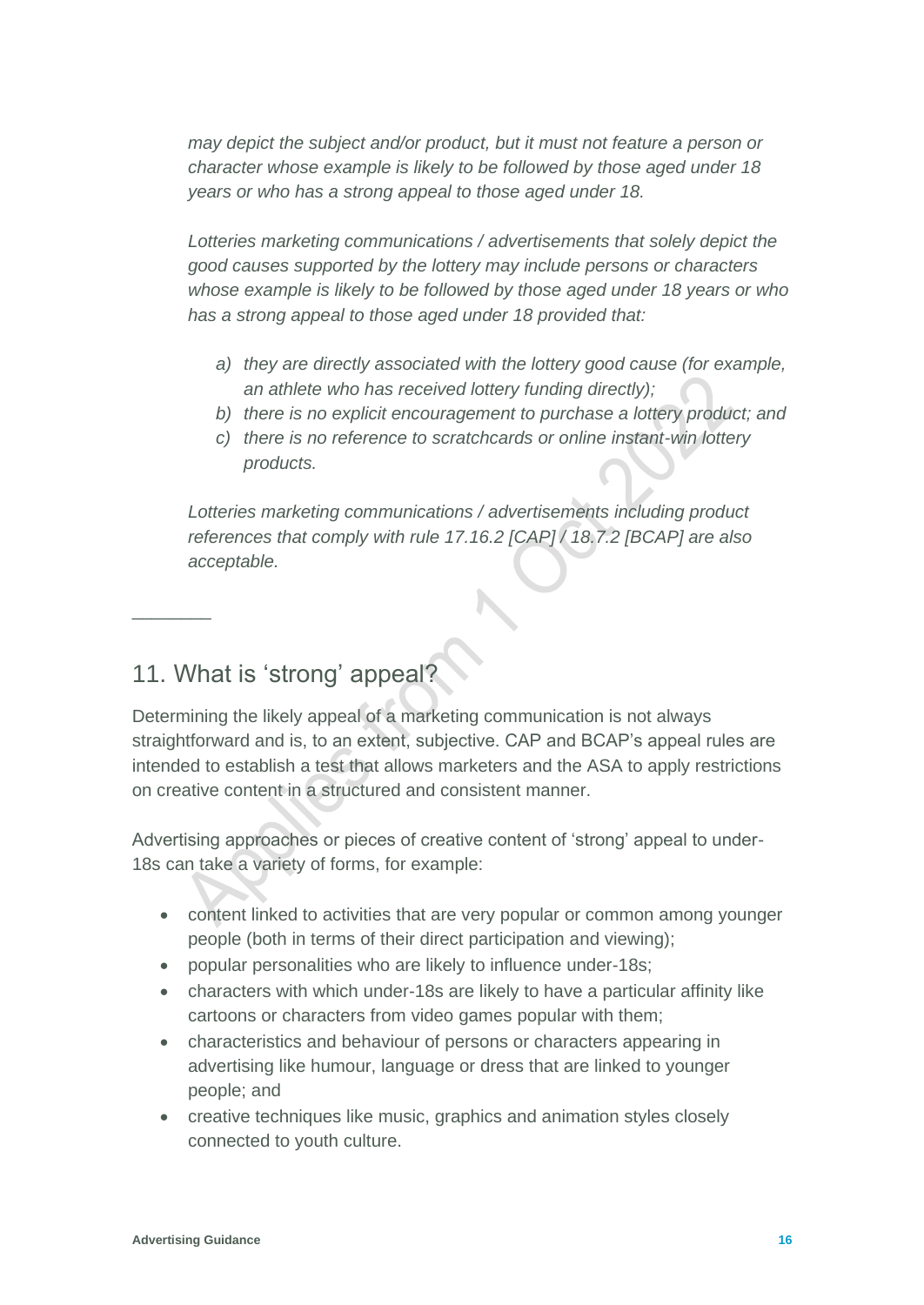*may depict the subject and/or product, but it must not feature a person or character whose example is likely to be followed by those aged under 18 years or who has a strong appeal to those aged under 18.*

*Lotteries marketing communications / advertisements that solely depict the good causes supported by the lottery may include persons or characters whose example is likely to be followed by those aged under 18 years or who has a strong appeal to those aged under 18 provided that:*

- a) *they are directly associated with the lottery good cause (for example, an athlete who has received lottery funding directly);*
- b) *there is no explicit encouragement to purchase a lottery product; and*
- c) *there is no reference to scratchcards or online instant-win lottery products.*

*Lotteries marketing communications / advertisements including product references that comply with rule 17.16.2 [CAP] / 18.7.2 [BCAP] are also acceptable.*

---

## 11. What is 'strong' appeal?

Determining the likely appeal of a marketing communication is not always straightforward and is, to an extent, subjective. CAP and BCAP's appeal rules are intended to establish a test that allows marketers and the ASA to apply restrictions on creative content in a structured and consistent manner.

Advertising approaches or pieces of creative content of 'strong' appeal to under-18s can take a variety of forms, for example:

- content linked to activities that are very popular or common among younger people (both in terms of their direct participation and viewing);
- popular personalities who are likely to influence under-18s;
- characters with which under-18s are likely to have a particular affinity like cartoons or characters from video games popular with them;
- characteristics and behaviour of persons or characters appearing in advertising like humour, language or dress that are linked to younger people; and
- creative techniques like music, graphics and animation styles closely connected to youth culture.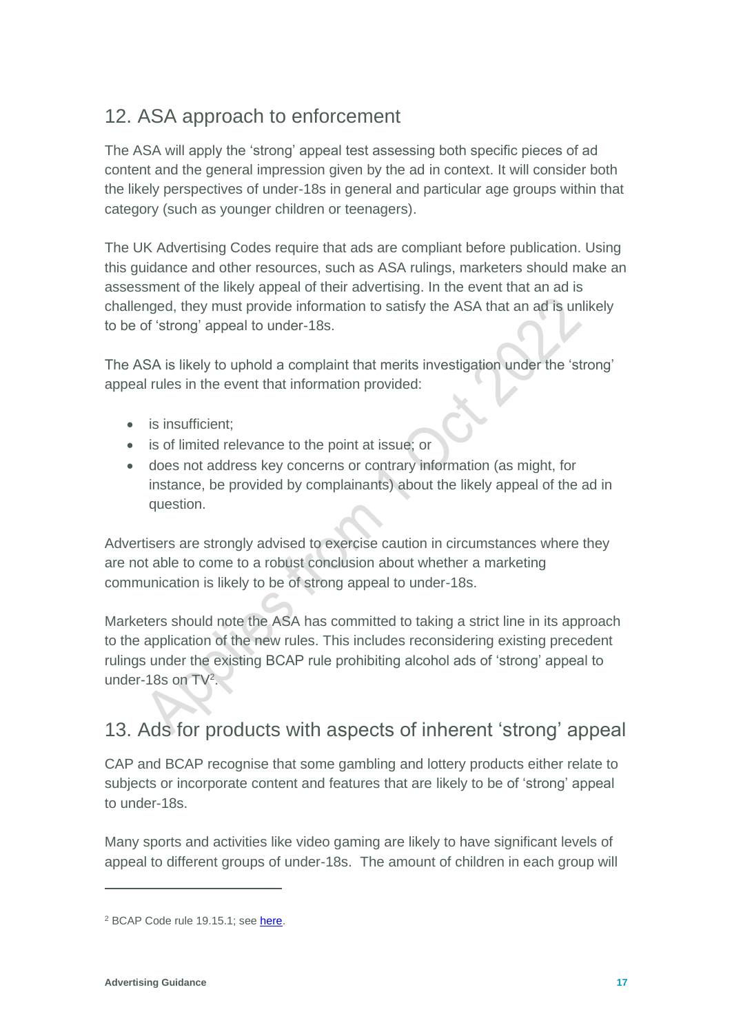## 12. ASA approach to enforcement

The ASA will apply the 'strong' appeal test assessing both specific pieces of ad content and the general impression given by the ad in context. It will consider both the likely perspectives of under-18s in general and particular age groups within that category (such as younger children or teenagers).

The UK Advertising Codes require that ads are compliant before publication. Using this guidance and other resources, such as ASA rulings, marketers should make an assessment of the likely appeal of their advertising. In the event that an ad is challenged, they must provide information to satisfy the ASA that an ad is unlikely to be of 'strong' appeal to under-18s.

The ASA is likely to uphold a complaint that merits investigation under the 'strong' appeal rules in the event that information provided:

- is insufficient;
- is of limited relevance to the point at issue; or
- does not address key concerns or contrary information (as might, for instance, be provided by complainants) about the likely appeal of the ad in question.

Advertisers are strongly advised to exercise caution in circumstances where they are not able to come to a robust conclusion about whether a marketing communication is likely to be of strong appeal to under-18s.

Marketers should note the ASA has committed to taking a strict line in its approach to the application of the new rules. This includes reconsidering existing precedent rulings under the existing BCAP rule prohibiting alcohol ads of 'strong' appeal to under-18s on TV[2].

## 13. Ads for products with aspects of inherent 'strong' appeal

CAP and BCAP recognise that some gambling and lottery products either relate to subjects or incorporate content and features that are likely to be of 'strong' appeal to under-18s.

Many sports and activities like video gaming are likely to have significant levels of appeal to different groups of under-18s. The amount of children in each group will

[2] BCAP Code rule 19.15.1; see here.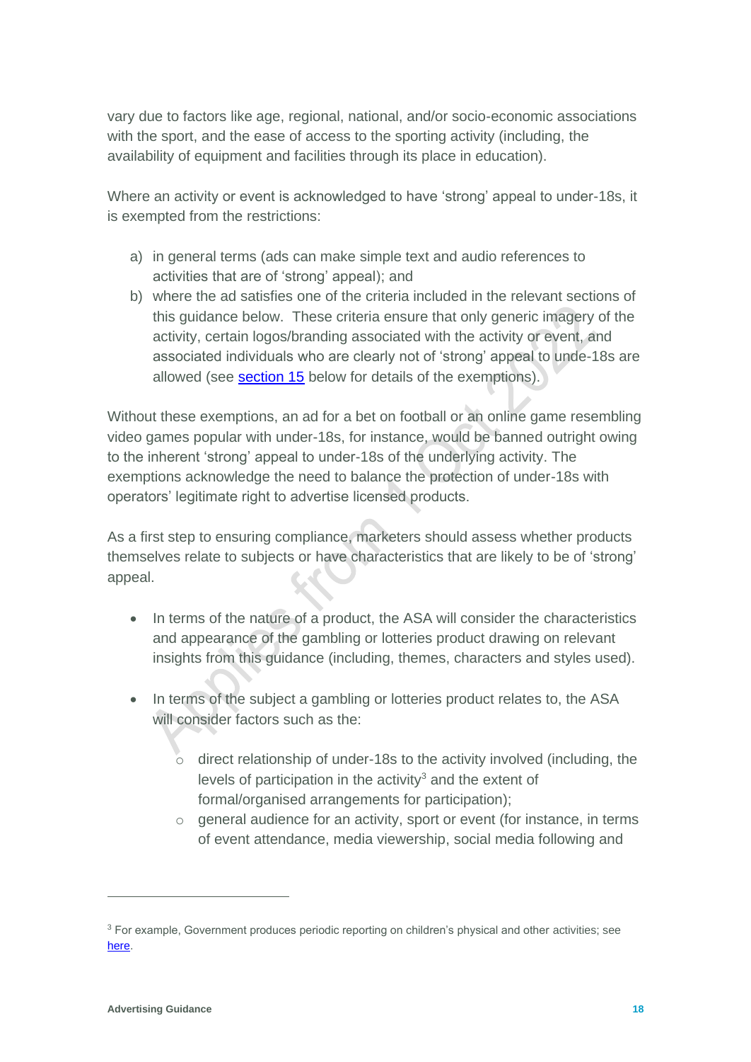vary due to factors like age, regional, national, and/or socio-economic associations with the sport, and the ease of access to the sporting activity (including, the availability of equipment and facilities through its place in education).

Where an activity or event is acknowledged to have 'strong' appeal to under-18s, it is exempted from the restrictions:

a) in general terms (ads can make simple text and audio references to activities that are of 'strong' appeal); and
b) where the ad satisfies one of the criteria included in the relevant sections of this guidance below. These criteria ensure that only generic imagery of the activity, certain logos/branding associated with the activity or event, and associated individuals who are clearly not of 'strong' appeal to unde-18s are allowed (see [section 15](#) below for details of the exemptions).

Without these exemptions, an ad for a bet on football or an online game resembling video games popular with under-18s, for instance, would be banned outright owing to the inherent 'strong' appeal to under-18s of the underlying activity. The exemptions acknowledge the need to balance the protection of under-18s with operators' legitimate right to advertise licensed products.

As a first step to ensuring compliance, marketers should assess whether products themselves relate to subjects or have characteristics that are likely to be of 'strong' appeal.

- In terms of the nature of a product, the ASA will consider the characteristics and appearance of the gambling or lotteries product drawing on relevant insights from this guidance (including, themes, characters and styles used).

- In terms of the subject a gambling or lotteries product relates to, the ASA will consider factors such as the:
  - direct relationship of under-18s to the activity involved (including, the levels of participation in the activity[3] and the extent of formal/organised arrangements for participation);
  - general audience for an activity, sport or event (for instance, in terms of event attendance, media viewership, social media following and

---

[3] For example, Government produces periodic reporting on children's physical and other activities; see [here](#).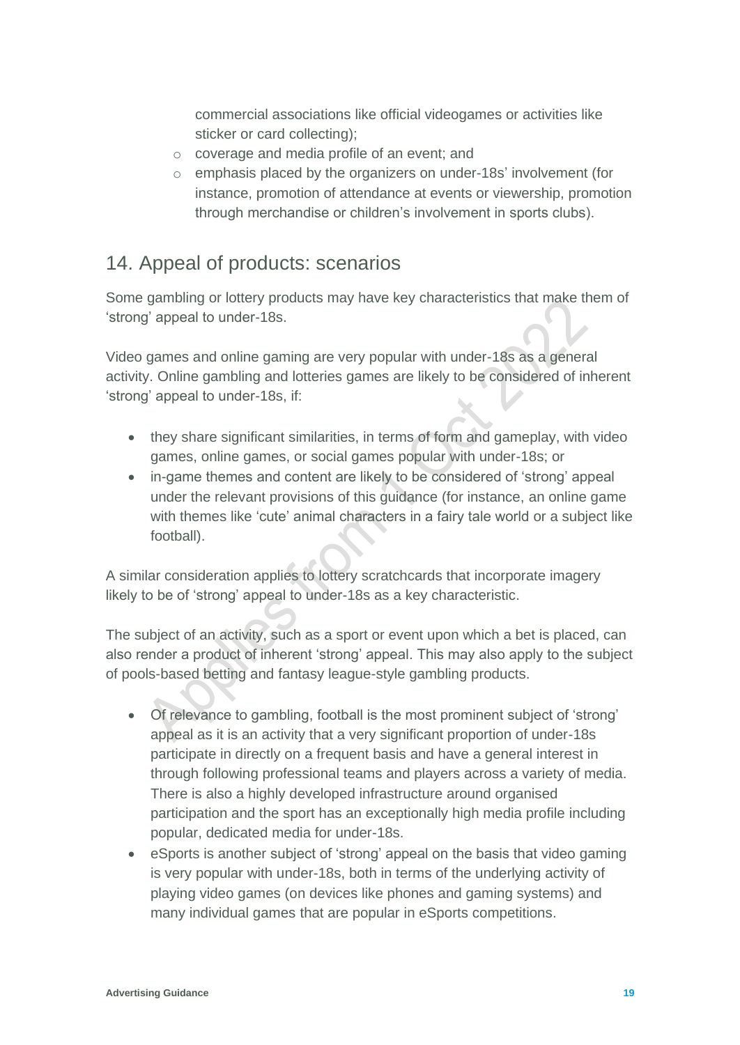commercial associations like official videogames or activities like sticker or card collecting);
    - coverage and media profile of an event; and
    - emphasis placed by the organizers on under-18s' involvement (for instance, promotion of attendance at events or viewership, promotion through merchandise or children's involvement in sports clubs).

## 14. Appeal of products: scenarios

Some gambling or lottery products may have key characteristics that make them of 'strong' appeal to under-18s.

Video games and online gaming are very popular with under-18s as a general activity. Online gambling and lotteries games are likely to be considered of inherent 'strong' appeal to under-18s, if:

- they share significant similarities, in terms of form and gameplay, with video games, online games, or social games popular with under-18s; or
- in-game themes and content are likely to be considered of 'strong' appeal under the relevant provisions of this guidance (for instance, an online game with themes like 'cute' animal characters in a fairy tale world or a subject like football).

A similar consideration applies to lottery scratchcards that incorporate imagery likely to be of 'strong' appeal to under-18s as a key characteristic.

The subject of an activity, such as a sport or event upon which a bet is placed, can also render a product of inherent 'strong' appeal. This may also apply to the subject of pools-based betting and fantasy league-style gambling products.

- Of relevance to gambling, football is the most prominent subject of 'strong' appeal as it is an activity that a very significant proportion of under-18s participate in directly on a frequent basis and have a general interest in through following professional teams and players across a variety of media. There is also a highly developed infrastructure around organised participation and the sport has an exceptionally high media profile including popular, dedicated media for under-18s.
- eSports is another subject of 'strong' appeal on the basis that video gaming is very popular with under-18s, both in terms of the underlying activity of playing video games (on devices like phones and gaming systems) and many individual games that are popular in eSports competitions.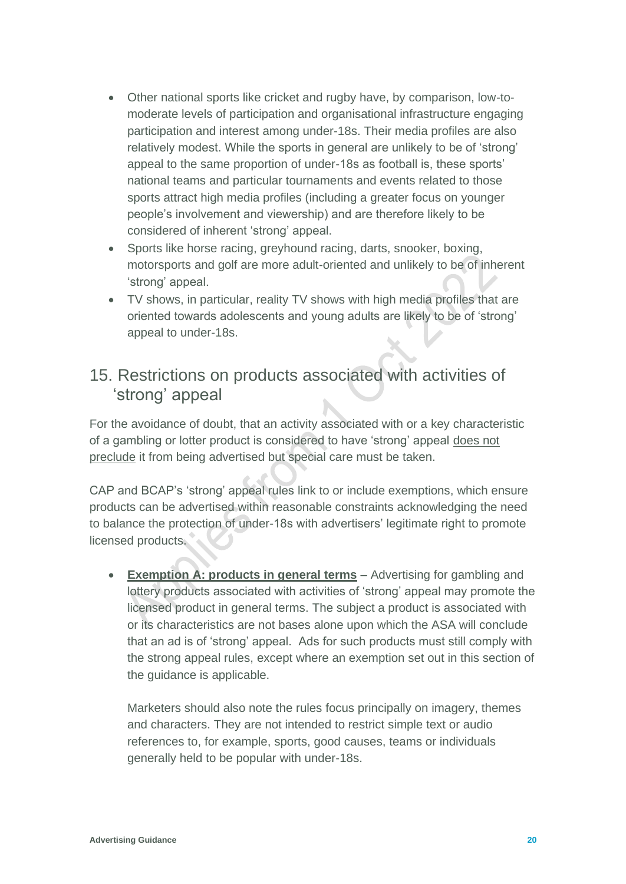- Other national sports like cricket and rugby have, by comparison, low-to-moderate levels of participation and organisational infrastructure engaging participation and interest among under-18s. Their media profiles are also relatively modest. While the sports in general are unlikely to be of 'strong' appeal to the same proportion of under-18s as football is, these sports' national teams and particular tournaments and events related to those sports attract high media profiles (including a greater focus on younger people's involvement and viewership) and are therefore likely to be considered of inherent 'strong' appeal.
- Sports like horse racing, greyhound racing, darts, snooker, boxing, motorsports and golf are more adult-oriented and unlikely to be of inherent 'strong' appeal.
- TV shows, in particular, reality TV shows with high media profiles that are oriented towards adolescents and young adults are likely to be of 'strong' appeal to under-18s.

## 15. Restrictions on products associated with activities of 'strong' appeal

For the avoidance of doubt, that an activity associated with or a key characteristic of a gambling or lotter product is considered to have 'strong' appeal <u>does not preclude</u> it from being advertised but special care must be taken.

CAP and BCAP's 'strong' appeal rules link to or include exemptions, which ensure products can be advertised within reasonable constraints acknowledging the need to balance the protection of under-18s with advertisers' legitimate right to promote licensed products.

- **<u>Exemption A: products in general terms</u>** – Advertising for gambling and lottery products associated with activities of 'strong' appeal may promote the licensed product in general terms. The subject a product is associated with or its characteristics are not bases alone upon which the ASA will conclude that an ad is of 'strong' appeal. Ads for such products must still comply with the strong appeal rules, except where an exemption set out in this section of the guidance is applicable.

  Marketers should also note the rules focus principally on imagery, themes and characters. They are not intended to restrict simple text or audio references to, for example, sports, good causes, teams or individuals generally held to be popular with under-18s.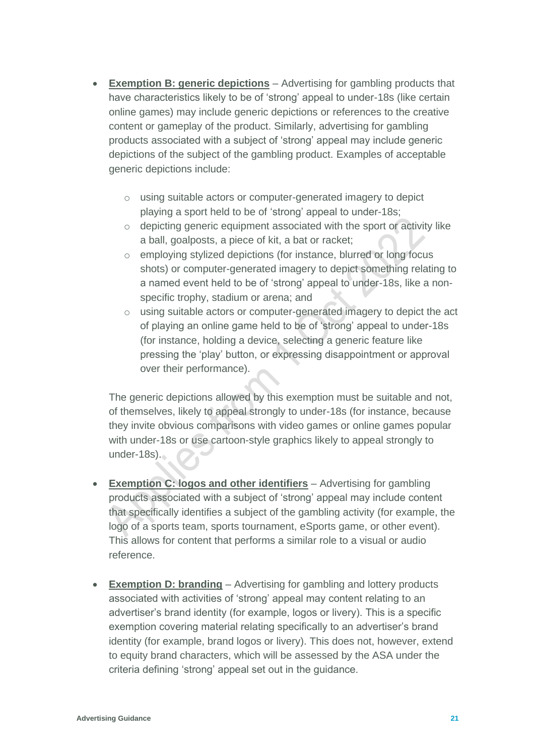- **Exemption B: generic depictions** – Advertising for gambling products that have characteristics likely to be of 'strong' appeal to under-18s (like certain online games) may include generic depictions or references to the creative content or gameplay of the product. Similarly, advertising for gambling products associated with a subject of 'strong' appeal may include generic depictions of the subject of the gambling product. Examples of acceptable generic depictions include:

  - using suitable actors or computer-generated imagery to depict playing a sport held to be of 'strong' appeal to under-18s;
  - depicting generic equipment associated with the sport or activity like a ball, goalposts, a piece of kit, a bat or racket;
  - employing stylized depictions (for instance, blurred or long focus shots) or computer-generated imagery to depict something relating to a named event held to be of 'strong' appeal to under-18s, like a non-specific trophy, stadium or arena; and
  - using suitable actors or computer-generated imagery to depict the act of playing an online game held to be of 'strong' appeal to under-18s (for instance, holding a device, selecting a generic feature like pressing the 'play' button, or expressing disappointment or approval over their performance).

  The generic depictions allowed by this exemption must be suitable and not, of themselves, likely to appeal strongly to under-18s (for instance, because they invite obvious comparisons with video games or online games popular with under-18s or use cartoon-style graphics likely to appeal strongly to under-18s).

- **Exemption C: logos and other identifiers** – Advertising for gambling products associated with a subject of 'strong' appeal may include content that specifically identifies a subject of the gambling activity (for example, the logo of a sports team, sports tournament, eSports game, or other event). This allows for content that performs a similar role to a visual or audio reference.

- **Exemption D: branding** – Advertising for gambling and lottery products associated with activities of 'strong' appeal may content relating to an advertiser's brand identity (for example, logos or livery). This is a specific exemption covering material relating specifically to an advertiser's brand identity (for example, brand logos or livery). This does not, however, extend to equity brand characters, which will be assessed by the ASA under the criteria defining 'strong' appeal set out in the guidance.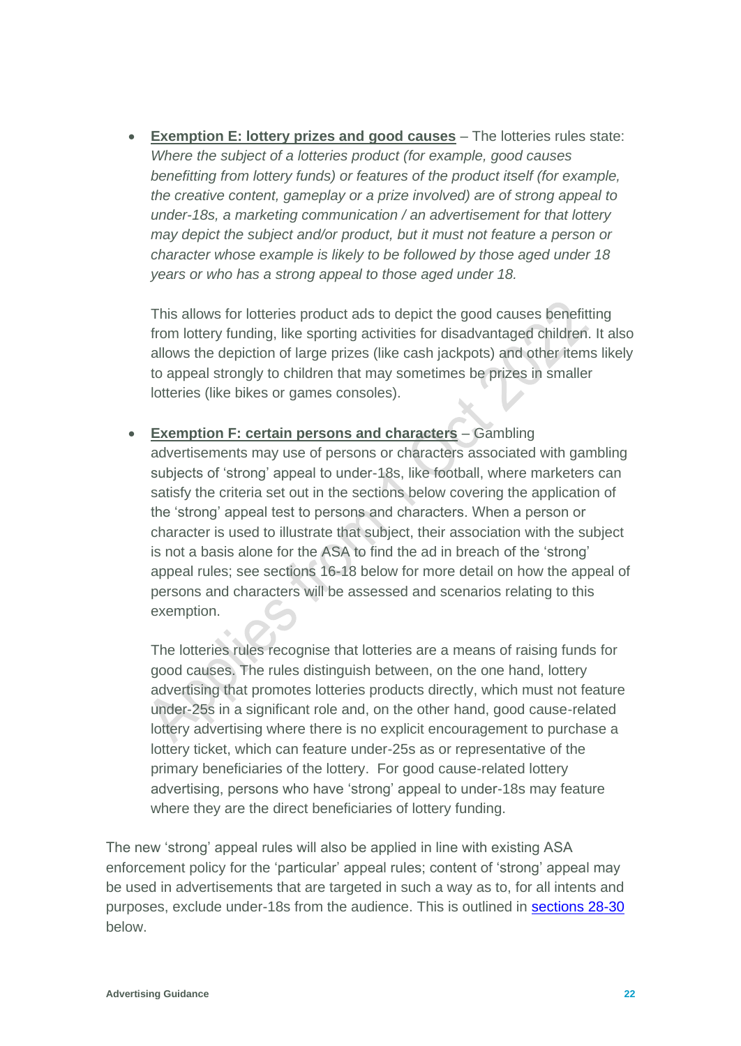- **Exemption E: lottery prizes and good causes** – The lotteries rules state: *Where the subject of a lotteries product (for example, good causes benefitting from lottery funds) or features of the product itself (for example, the creative content, gameplay or a prize involved) are of strong appeal to under-18s, a marketing communication / an advertisement for that lottery may depict the subject and/or product, but it must not feature a person or character whose example is likely to be followed by those aged under 18 years or who has a strong appeal to those aged under 18.*

  This allows for lotteries product ads to depict the good causes benefitting from lottery funding, like sporting activities for disadvantaged children. It also allows the depiction of large prizes (like cash jackpots) and other items likely to appeal strongly to children that may sometimes be prizes in smaller lotteries (like bikes or games consoles).

- **Exemption F: certain persons and characters** – Gambling advertisements may use of persons or characters associated with gambling subjects of 'strong' appeal to under-18s, like football, where marketers can satisfy the criteria set out in the sections below covering the application of the 'strong' appeal test to persons and characters. When a person or character is used to illustrate that subject, their association with the subject is not a basis alone for the ASA to find the ad in breach of the 'strong' appeal rules; see sections 16-18 below for more detail on how the appeal of persons and characters will be assessed and scenarios relating to this exemption.

  The lotteries rules recognise that lotteries are a means of raising funds for good causes. The rules distinguish between, on the one hand, lottery advertising that promotes lotteries products directly, which must not feature under-25s in a significant role and, on the other hand, good cause-related lottery advertising where there is no explicit encouragement to purchase a lottery ticket, which can feature under-25s as or representative of the primary beneficiaries of the lottery. For good cause-related lottery advertising, persons who have 'strong' appeal to under-18s may feature where they are the direct beneficiaries of lottery funding.

The new 'strong' appeal rules will also be applied in line with existing ASA enforcement policy for the 'particular' appeal rules; content of 'strong' appeal may be used in advertisements that are targeted in such a way as to, for all intents and purposes, exclude under-18s from the audience. This is outlined in sections 28-30 below.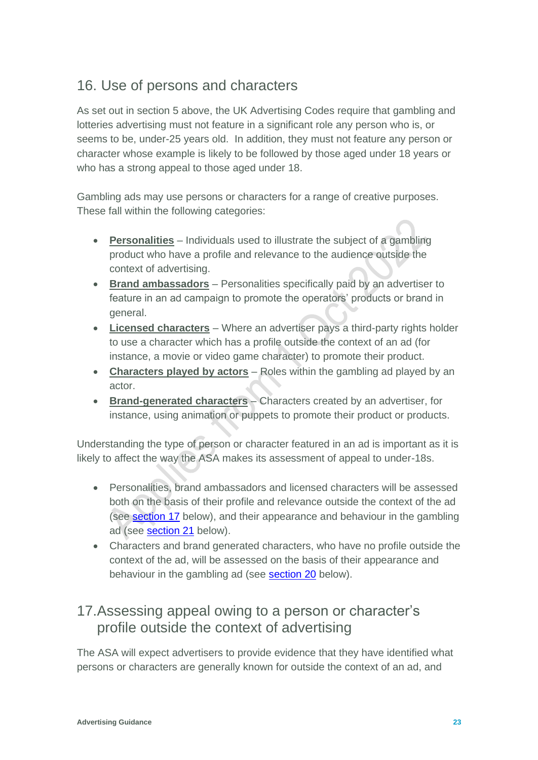## 16. Use of persons and characters

As set out in section 5 above, the UK Advertising Codes require that gambling and lotteries advertising must not feature in a significant role any person who is, or seems to be, under-25 years old. In addition, they must not feature any person or character whose example is likely to be followed by those aged under 18 years or who has a strong appeal to those aged under 18.

Gambling ads may use persons or characters for a range of creative purposes. These fall within the following categories:

- **Personalities** – Individuals used to illustrate the subject of a gambling product who have a profile and relevance to the audience outside the context of advertising.
- **Brand ambassadors** – Personalities specifically paid by an advertiser to feature in an ad campaign to promote the operators' products or brand in general.
- **Licensed characters** – Where an advertiser pays a third-party rights holder to use a character which has a profile outside the context of an ad (for instance, a movie or video game character) to promote their product.
- **Characters played by actors** – Roles within the gambling ad played by an actor.
- **Brand-generated characters** – Characters created by an advertiser, for instance, using animation or puppets to promote their product or products.

Understanding the type of person or character featured in an ad is important as it is likely to affect the way the ASA makes its assessment of appeal to under-18s.

- Personalities, brand ambassadors and licensed characters will be assessed both on the basis of their profile and relevance outside the context of the ad (see section 17 below), and their appearance and behaviour in the gambling ad (see section 21 below).
- Characters and brand generated characters, who have no profile outside the context of the ad, will be assessed on the basis of their appearance and behaviour in the gambling ad (see section 20 below).

## 17. Assessing appeal owing to a person or character's profile outside the context of advertising

The ASA will expect advertisers to provide evidence that they have identified what persons or characters are generally known for outside the context of an ad, and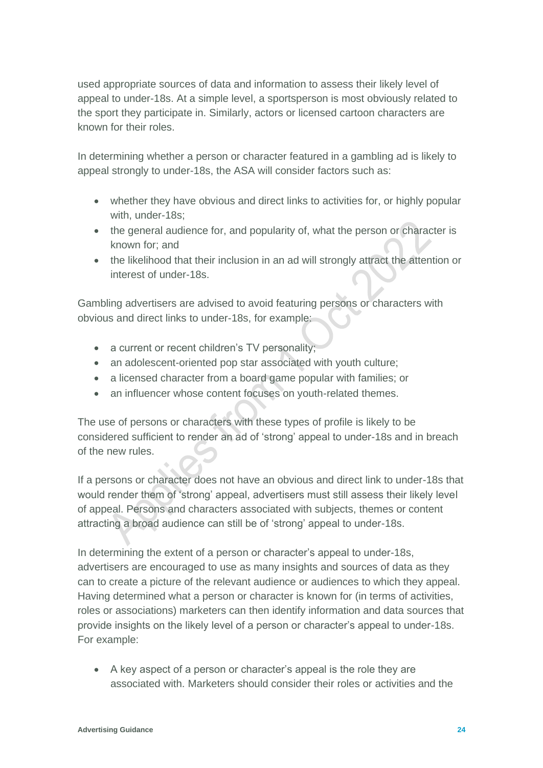used appropriate sources of data and information to assess their likely level of appeal to under-18s. At a simple level, a sportsperson is most obviously related to the sport they participate in. Similarly, actors or licensed cartoon characters are known for their roles.

In determining whether a person or character featured in a gambling ad is likely to appeal strongly to under-18s, the ASA will consider factors such as:

- whether they have obvious and direct links to activities for, or highly popular with, under-18s;
- the general audience for, and popularity of, what the person or character is known for; and
- the likelihood that their inclusion in an ad will strongly attract the attention or interest of under-18s.

Gambling advertisers are advised to avoid featuring persons or characters with obvious and direct links to under-18s, for example:

- a current or recent children's TV personality;
- an adolescent-oriented pop star associated with youth culture;
- a licensed character from a board game popular with families; or
- an influencer whose content focuses on youth-related themes.

The use of persons or characters with these types of profile is likely to be considered sufficient to render an ad of 'strong' appeal to under-18s and in breach of the new rules.

If a persons or character does not have an obvious and direct link to under-18s that would render them of 'strong' appeal, advertisers must still assess their likely level of appeal. Persons and characters associated with subjects, themes or content attracting a broad audience can still be of 'strong' appeal to under-18s.

In determining the extent of a person or character's appeal to under-18s, advertisers are encouraged to use as many insights and sources of data as they can to create a picture of the relevant audience or audiences to which they appeal. Having determined what a person or character is known for (in terms of activities, roles or associations) marketers can then identify information and data sources that provide insights on the likely level of a person or character's appeal to under-18s. For example:

- A key aspect of a person or character's appeal is the role they are associated with. Marketers should consider their roles or activities and the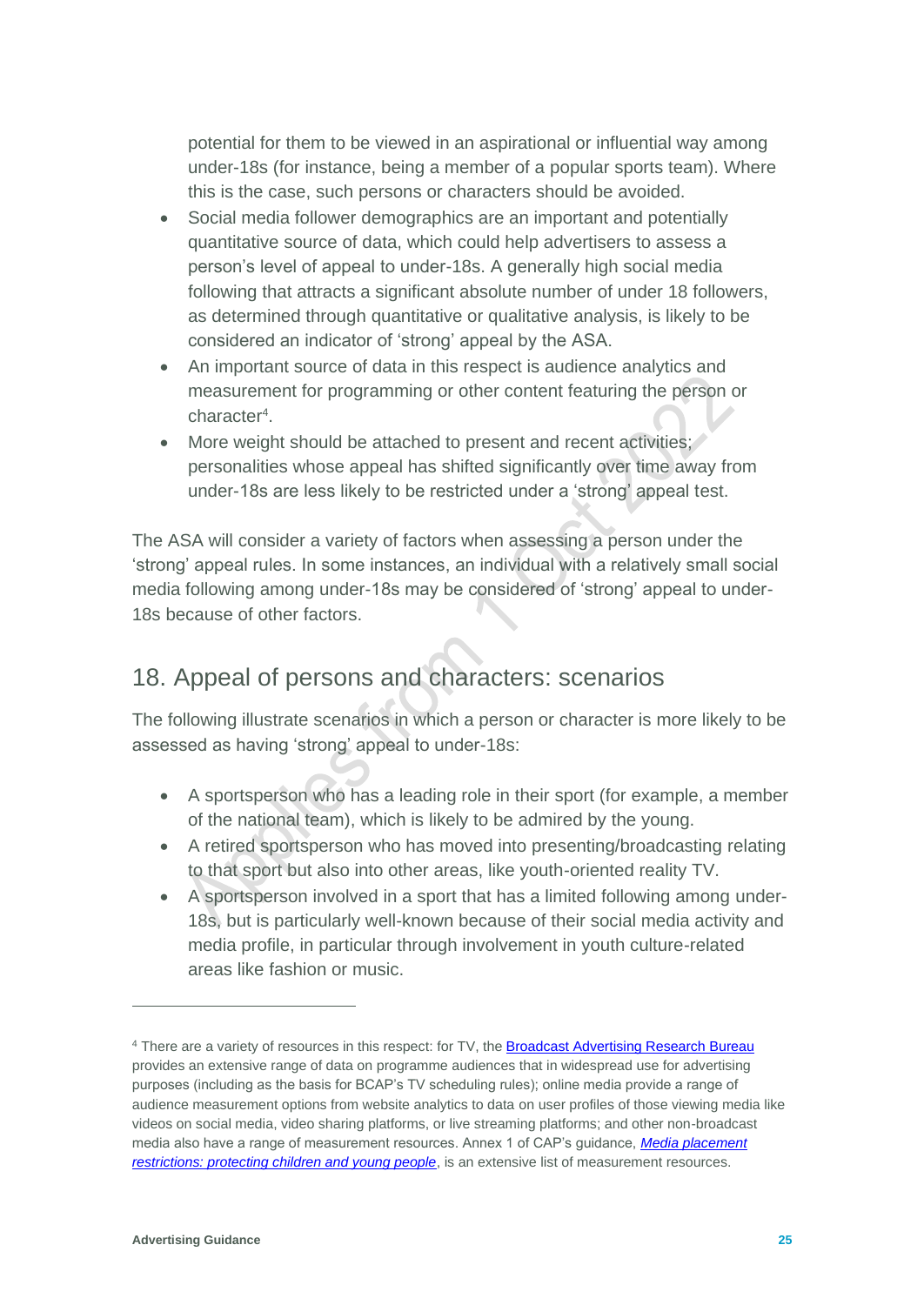potential for them to be viewed in an aspirational or influential way among under-18s (for instance, being a member of a popular sports team). Where this is the case, such persons or characters should be avoided.

- Social media follower demographics are an important and potentially quantitative source of data, which could help advertisers to assess a person's level of appeal to under-18s. A generally high social media following that attracts a significant absolute number of under 18 followers, as determined through quantitative or qualitative analysis, is likely to be considered an indicator of 'strong' appeal by the ASA.
- An important source of data in this respect is audience analytics and measurement for programming or other content featuring the person or character[4].
- More weight should be attached to present and recent activities; personalities whose appeal has shifted significantly over time away from under-18s are less likely to be restricted under a 'strong' appeal test.

The ASA will consider a variety of factors when assessing a person under the 'strong' appeal rules. In some instances, an individual with a relatively small social media following among under-18s may be considered of 'strong' appeal to under-18s because of other factors.

## 18. Appeal of persons and characters: scenarios

The following illustrate scenarios in which a person or character is more likely to be assessed as having 'strong' appeal to under-18s:

- A sportsperson who has a leading role in their sport (for example, a member of the national team), which is likely to be admired by the young.
- A retired sportsperson who has moved into presenting/broadcasting relating to that sport but also into other areas, like youth-oriented reality TV.
- A sportsperson involved in a sport that has a limited following among under-18s, but is particularly well-known because of their social media activity and media profile, in particular through involvement in youth culture-related areas like fashion or music.

---

[4] There are a variety of resources in this respect: for TV, the Broadcast Advertising Research Bureau provides an extensive range of data on programme audiences that in widespread use for advertising purposes (including as the basis for BCAP's TV scheduling rules); online media provide a range of audience measurement options from website analytics to data on user profiles of those viewing media like videos on social media, video sharing platforms, or live streaming platforms; and other non-broadcast media also have a range of measurement resources. Annex 1 of CAP's guidance, *Media placement restrictions: protecting children and young people*, is an extensive list of measurement resources.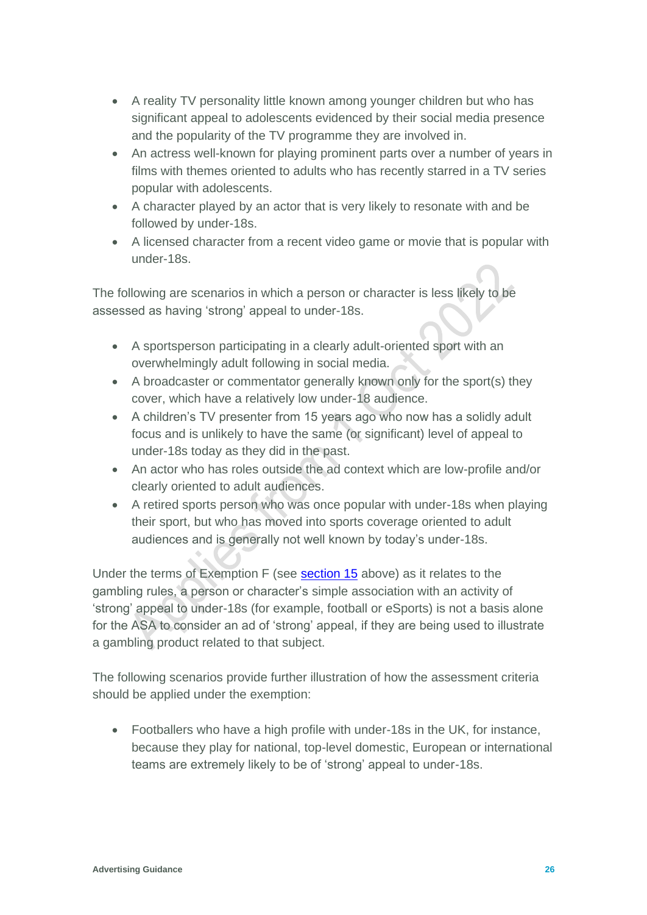- A reality TV personality little known among younger children but who has significant appeal to adolescents evidenced by their social media presence and the popularity of the TV programme they are involved in.
- An actress well-known for playing prominent parts over a number of years in films with themes oriented to adults who has recently starred in a TV series popular with adolescents.
- A character played by an actor that is very likely to resonate with and be followed by under-18s.
- A licensed character from a recent video game or movie that is popular with under-18s.

The following are scenarios in which a person or character is less likely to be assessed as having 'strong' appeal to under-18s.

- A sportsperson participating in a clearly adult-oriented sport with an overwhelmingly adult following in social media.
- A broadcaster or commentator generally known only for the sport(s) they cover, which have a relatively low under-18 audience.
- A children's TV presenter from 15 years ago who now has a solidly adult focus and is unlikely to have the same (or significant) level of appeal to under-18s today as they did in the past.
- An actor who has roles outside the ad context which are low-profile and/or clearly oriented to adult audiences.
- A retired sports person who was once popular with under-18s when playing their sport, but who has moved into sports coverage oriented to adult audiences and is generally not well known by today's under-18s.

Under the terms of Exemption F (see [section 15](#) above) as it relates to the gambling rules, a person or character's simple association with an activity of 'strong' appeal to under-18s (for example, football or eSports) is not a basis alone for the ASA to consider an ad of 'strong' appeal, if they are being used to illustrate a gambling product related to that subject.

The following scenarios provide further illustration of how the assessment criteria should be applied under the exemption:

- Footballers who have a high profile with under-18s in the UK, for instance, because they play for national, top-level domestic, European or international teams are extremely likely to be of 'strong' appeal to under-18s.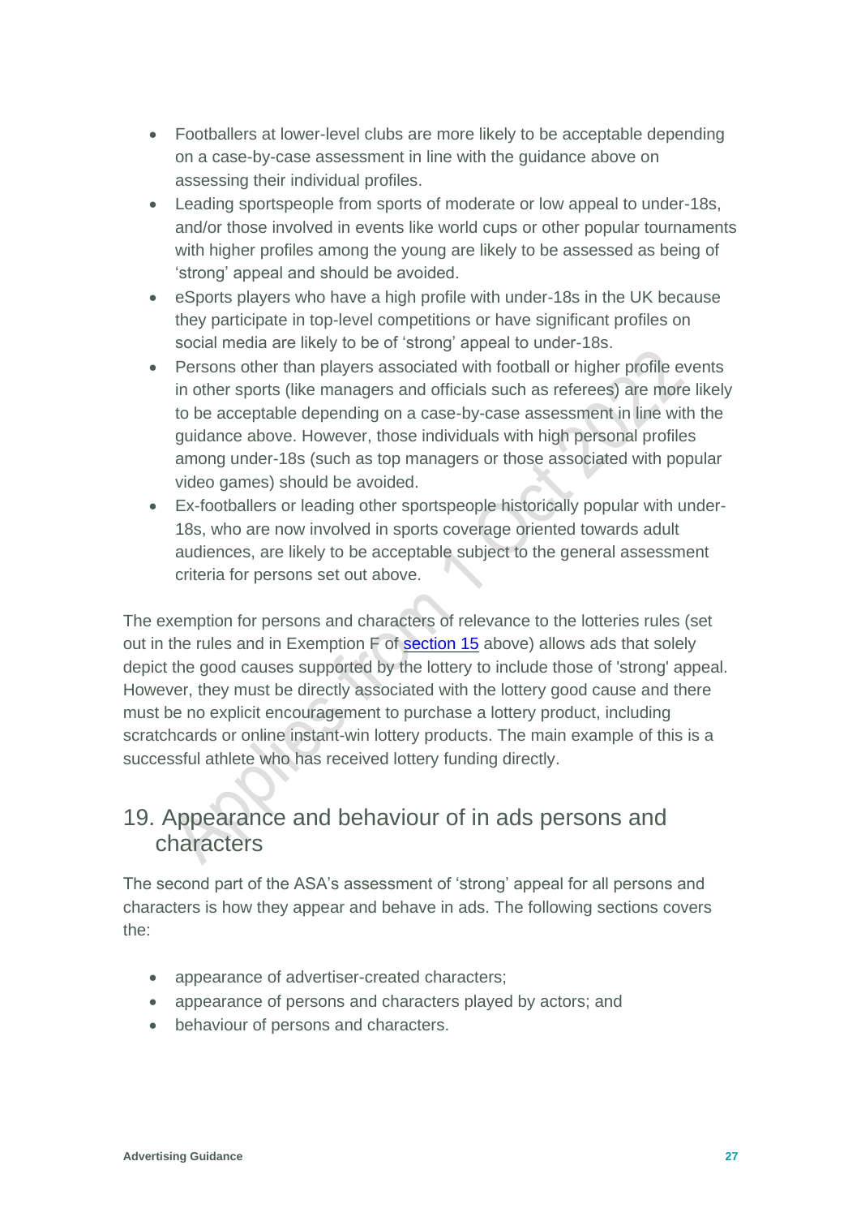- Footballers at lower-level clubs are more likely to be acceptable depending on a case-by-case assessment in line with the guidance above on assessing their individual profiles.
- Leading sportspeople from sports of moderate or low appeal to under-18s, and/or those involved in events like world cups or other popular tournaments with higher profiles among the young are likely to be assessed as being of 'strong' appeal and should be avoided.
- eSports players who have a high profile with under-18s in the UK because they participate in top-level competitions or have significant profiles on social media are likely to be of 'strong' appeal to under-18s.
- Persons other than players associated with football or higher profile events in other sports (like managers and officials such as referees) are more likely to be acceptable depending on a case-by-case assessment in line with the guidance above. However, those individuals with high personal profiles among under-18s (such as top managers or those associated with popular video games) should be avoided.
- Ex-footballers or leading other sportspeople historically popular with under-18s, who are now involved in sports coverage oriented towards adult audiences, are likely to be acceptable subject to the general assessment criteria for persons set out above.

The exemption for persons and characters of relevance to the lotteries rules (set out in the rules and in Exemption F of section 15 above) allows ads that solely depict the good causes supported by the lottery to include those of 'strong' appeal. However, they must be directly associated with the lottery good cause and there must be no explicit encouragement to purchase a lottery product, including scratchcards or online instant-win lottery products. The main example of this is a successful athlete who has received lottery funding directly.

## 19. Appearance and behaviour of in ads persons and characters

The second part of the ASA's assessment of 'strong' appeal for all persons and characters is how they appear and behave in ads. The following sections covers the:

- appearance of advertiser-created characters;
- appearance of persons and characters played by actors; and
- behaviour of persons and characters.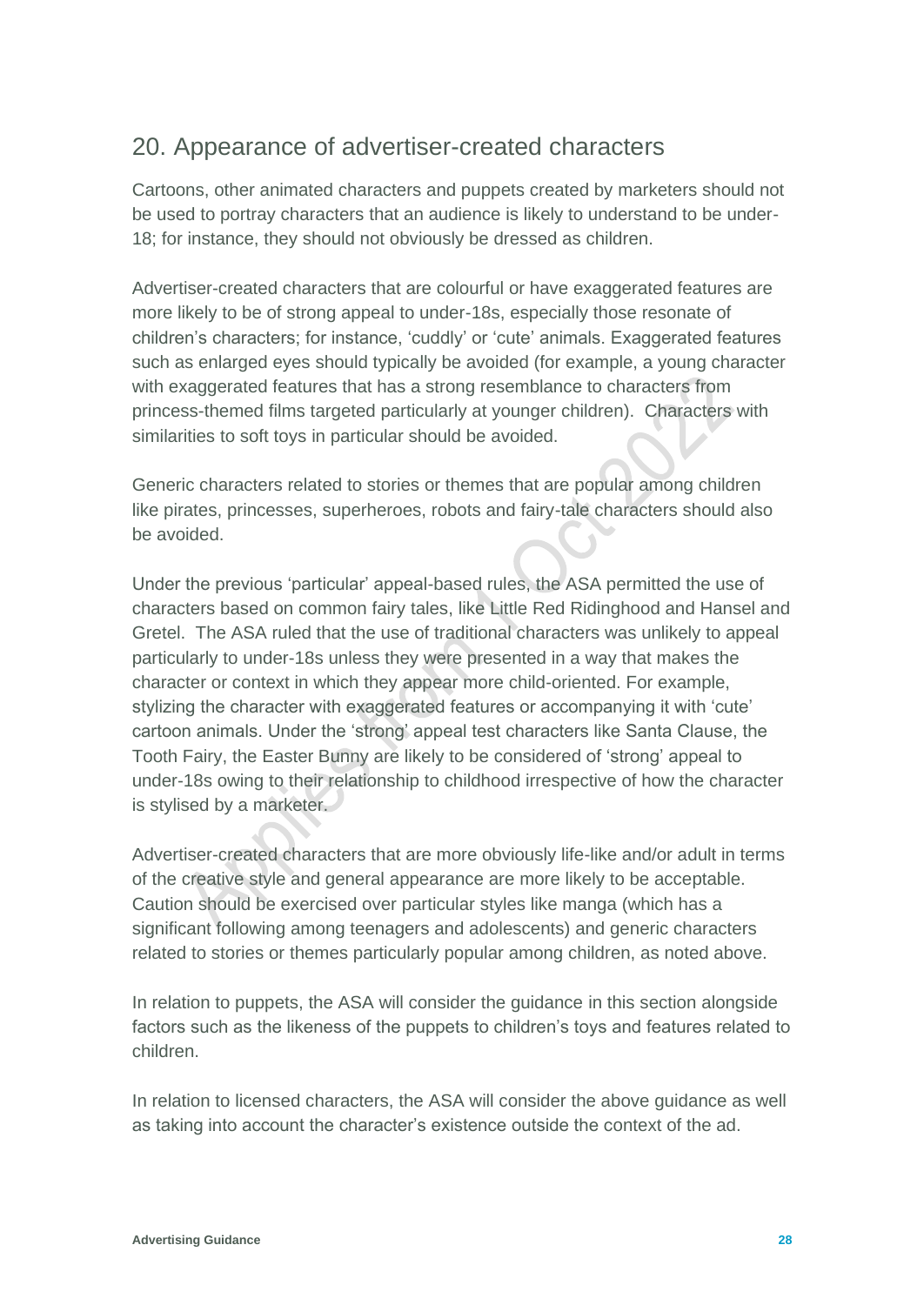## 20. Appearance of advertiser-created characters

Cartoons, other animated characters and puppets created by marketers should not be used to portray characters that an audience is likely to understand to be under-18; for instance, they should not obviously be dressed as children.

Advertiser-created characters that are colourful or have exaggerated features are more likely to be of strong appeal to under-18s, especially those resonate of children's characters; for instance, 'cuddly' or 'cute' animals. Exaggerated features such as enlarged eyes should typically be avoided (for example, a young character with exaggerated features that has a strong resemblance to characters from princess-themed films targeted particularly at younger children). Characters with similarities to soft toys in particular should be avoided.

Generic characters related to stories or themes that are popular among children like pirates, princesses, superheroes, robots and fairy-tale characters should also be avoided.

Under the previous 'particular' appeal-based rules, the ASA permitted the use of characters based on common fairy tales, like Little Red Ridinghood and Hansel and Gretel. The ASA ruled that the use of traditional characters was unlikely to appeal particularly to under-18s unless they were presented in a way that makes the character or context in which they appear more child-oriented. For example, stylizing the character with exaggerated features or accompanying it with 'cute' cartoon animals. Under the 'strong' appeal test characters like Santa Clause, the Tooth Fairy, the Easter Bunny are likely to be considered of 'strong' appeal to under-18s owing to their relationship to childhood irrespective of how the character is stylised by a marketer.

Advertiser-created characters that are more obviously life-like and/or adult in terms of the creative style and general appearance are more likely to be acceptable. Caution should be exercised over particular styles like manga (which has a significant following among teenagers and adolescents) and generic characters related to stories or themes particularly popular among children, as noted above.

In relation to puppets, the ASA will consider the guidance in this section alongside factors such as the likeness of the puppets to children's toys and features related to children.

In relation to licensed characters, the ASA will consider the above guidance as well as taking into account the character's existence outside the context of the ad.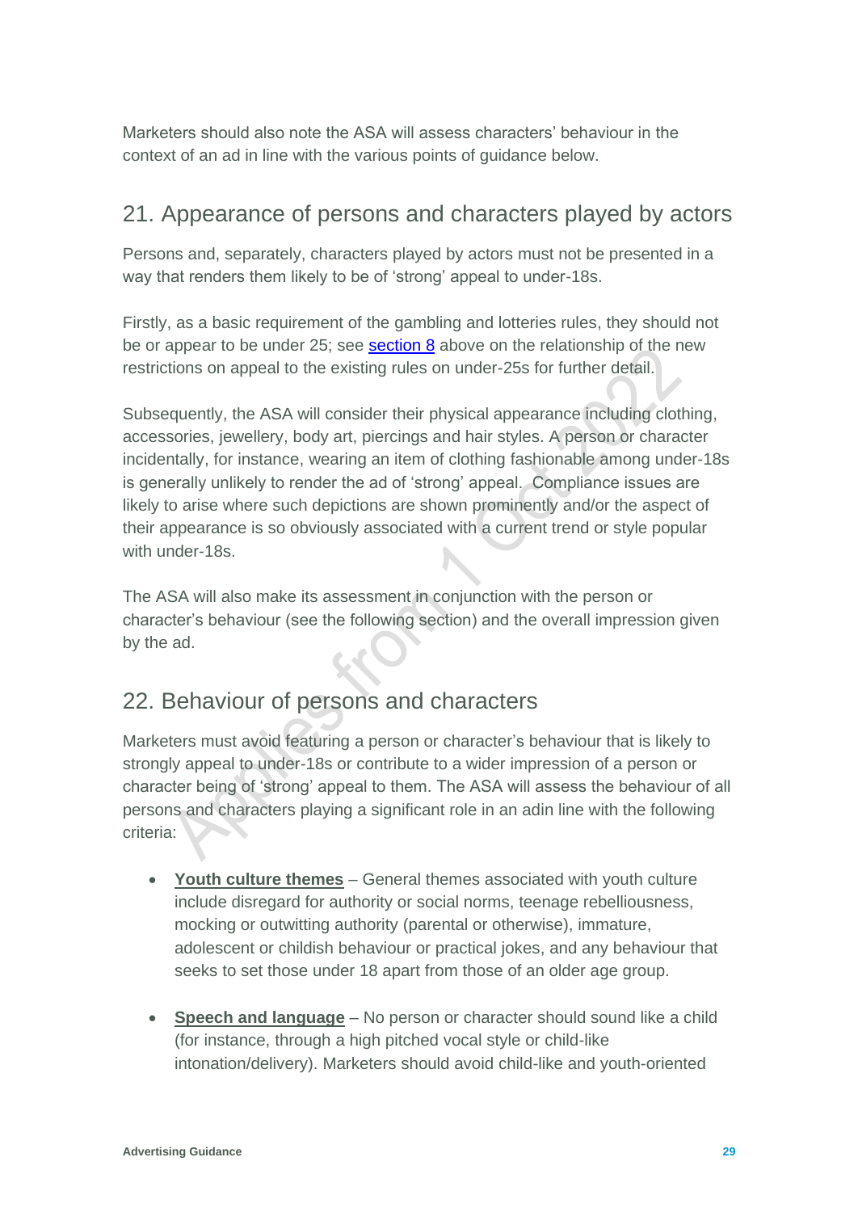Marketers should also note the ASA will assess characters' behaviour in the context of an ad in line with the various points of guidance below.

## 21. Appearance of persons and characters played by actors

Persons and, separately, characters played by actors must not be presented in a way that renders them likely to be of 'strong' appeal to under-18s.

Firstly, as a basic requirement of the gambling and lotteries rules, they should not be or appear to be under 25; see section 8 above on the relationship of the new restrictions on appeal to the existing rules on under-25s for further detail.

Subsequently, the ASA will consider their physical appearance including clothing, accessories, jewellery, body art, piercings and hair styles. A person or character incidentally, for instance, wearing an item of clothing fashionable among under-18s is generally unlikely to render the ad of 'strong' appeal. Compliance issues are likely to arise where such depictions are shown prominently and/or the aspect of their appearance is so obviously associated with a current trend or style popular with under-18s.

The ASA will also make its assessment in conjunction with the person or character's behaviour (see the following section) and the overall impression given by the ad.

## 22. Behaviour of persons and characters

Marketers must avoid featuring a person or character's behaviour that is likely to strongly appeal to under-18s or contribute to a wider impression of a person or character being of 'strong' appeal to them. The ASA will assess the behaviour of all persons and characters playing a significant role in an adin line with the following criteria:

- **Youth culture themes** – General themes associated with youth culture include disregard for authority or social norms, teenage rebelliousness, mocking or outwitting authority (parental or otherwise), immature, adolescent or childish behaviour or practical jokes, and any behaviour that seeks to set those under 18 apart from those of an older age group.

- **Speech and language** – No person or character should sound like a child (for instance, through a high pitched vocal style or child-like intonation/delivery). Marketers should avoid child-like and youth-oriented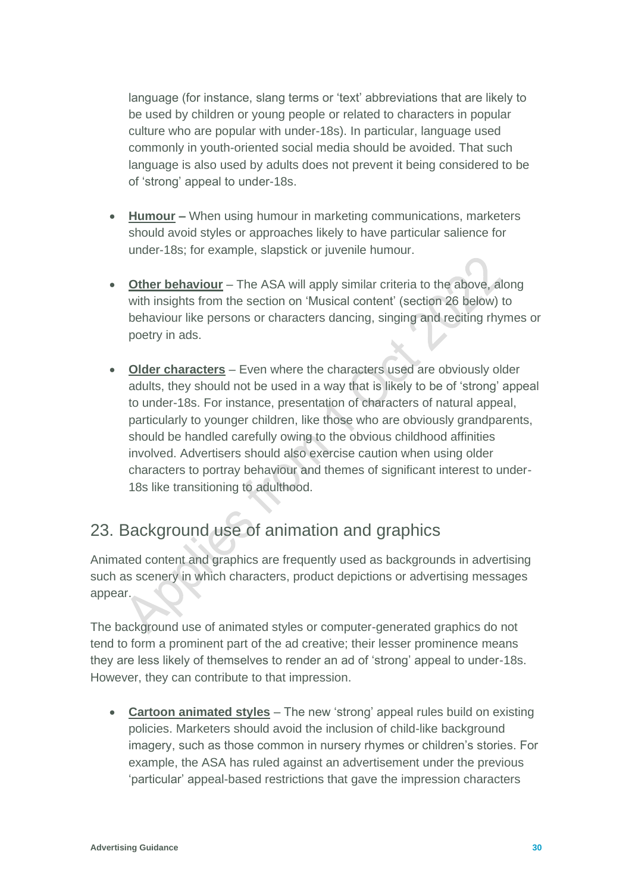language (for instance, slang terms or 'text' abbreviations that are likely to be used by children or young people or related to characters in popular culture who are popular with under-18s). In particular, language used commonly in youth-oriented social media should be avoided. That such language is also used by adults does not prevent it being considered to be of 'strong' appeal to under-18s.

- **Humour –** When using humour in marketing communications, marketers should avoid styles or approaches likely to have particular salience for under-18s; for example, slapstick or juvenile humour.

- **Other behaviour** – The ASA will apply similar criteria to the above, along with insights from the section on 'Musical content' (section 26 below) to behaviour like persons or characters dancing, singing and reciting rhymes or poetry in ads.

- **Older characters** – Even where the characters used are obviously older adults, they should not be used in a way that is likely to be of 'strong' appeal to under-18s. For instance, presentation of characters of natural appeal, particularly to younger children, like those who are obviously grandparents, should be handled carefully owing to the obvious childhood affinities involved. Advertisers should also exercise caution when using older characters to portray behaviour and themes of significant interest to under-18s like transitioning to adulthood.

## 23. Background use of animation and graphics

Animated content and graphics are frequently used as backgrounds in advertising such as scenery in which characters, product depictions or advertising messages appear.

The background use of animated styles or computer-generated graphics do not tend to form a prominent part of the ad creative; their lesser prominence means they are less likely of themselves to render an ad of 'strong' appeal to under-18s. However, they can contribute to that impression.

- **Cartoon animated styles** – The new 'strong' appeal rules build on existing policies. Marketers should avoid the inclusion of child-like background imagery, such as those common in nursery rhymes or children's stories. For example, the ASA has ruled against an advertisement under the previous 'particular' appeal-based restrictions that gave the impression characters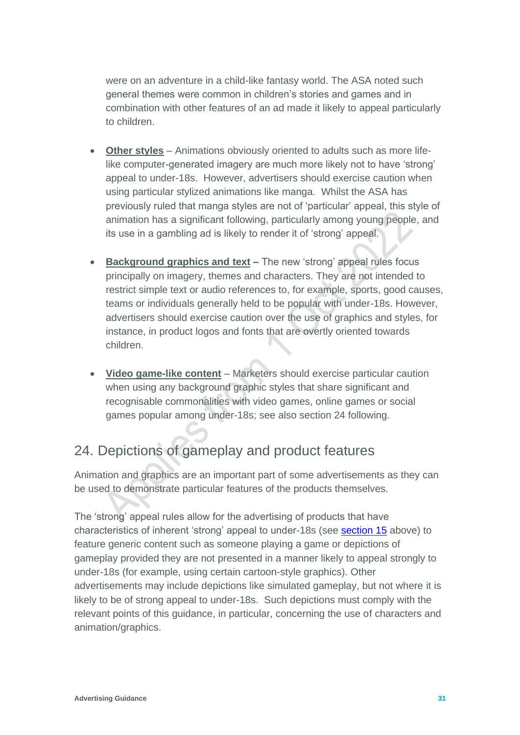were on an adventure in a child-like fantasy world. The ASA noted such general themes were common in children's stories and games and in combination with other features of an ad made it likely to appeal particularly to children.

- **Other styles** – Animations obviously oriented to adults such as more life-like computer-generated imagery are much more likely not to have 'strong' appeal to under-18s. However, advertisers should exercise caution when using particular stylized animations like manga. Whilst the ASA has previously ruled that manga styles are not of 'particular' appeal, this style of animation has a significant following, particularly among young people, and its use in a gambling ad is likely to render it of 'strong' appeal.

- **Background graphics and text –** The new 'strong' appeal rules focus principally on imagery, themes and characters. They are not intended to restrict simple text or audio references to, for example, sports, good causes, teams or individuals generally held to be popular with under-18s. However, advertisers should exercise caution over the use of graphics and styles, for instance, in product logos and fonts that are overtly oriented towards children.

- **Video game-like content** – Marketers should exercise particular caution when using any background graphic styles that share significant and recognisable commonalities with video games, online games or social games popular among under-18s; see also section 24 following.

## 24. Depictions of gameplay and product features

Animation and graphics are an important part of some advertisements as they can be used to demonstrate particular features of the products themselves.

The 'strong' appeal rules allow for the advertising of products that have characteristics of inherent 'strong' appeal to under-18s (see section 15 above) to feature generic content such as someone playing a game or depictions of gameplay provided they are not presented in a manner likely to appeal strongly to under-18s (for example, using certain cartoon-style graphics). Other advertisements may include depictions like simulated gameplay, but not where it is likely to be of strong appeal to under-18s. Such depictions must comply with the relevant points of this guidance, in particular, concerning the use of characters and animation/graphics.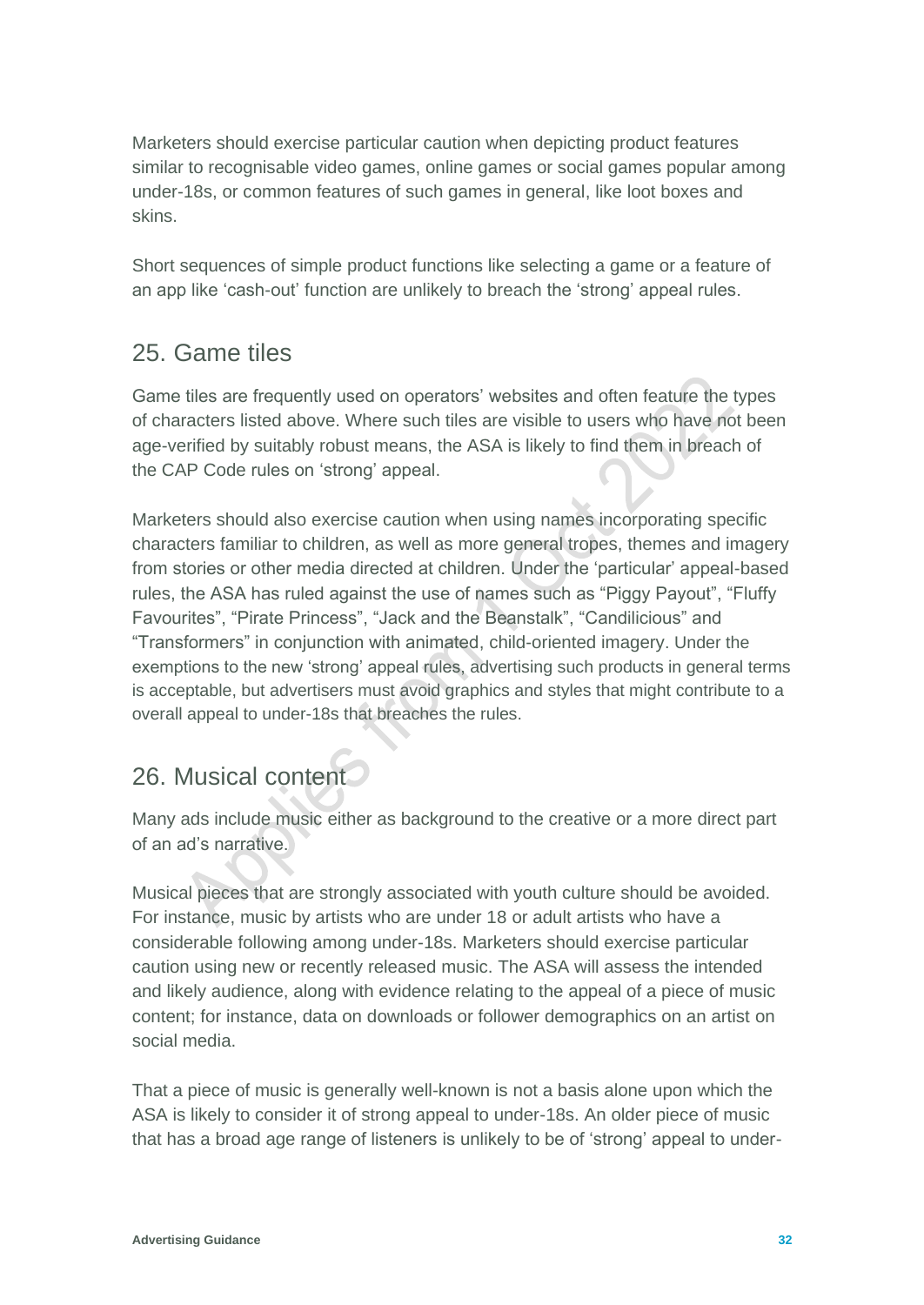Marketers should exercise particular caution when depicting product features similar to recognisable video games, online games or social games popular among under-18s, or common features of such games in general, like loot boxes and skins.

Short sequences of simple product functions like selecting a game or a feature of an app like 'cash-out' function are unlikely to breach the 'strong' appeal rules.

## 25. Game tiles

Game tiles are frequently used on operators' websites and often feature the types of characters listed above. Where such tiles are visible to users who have not been age-verified by suitably robust means, the ASA is likely to find them in breach of the CAP Code rules on 'strong' appeal.

Marketers should also exercise caution when using names incorporating specific characters familiar to children, as well as more general tropes, themes and imagery from stories or other media directed at children. Under the 'particular' appeal-based rules, the ASA has ruled against the use of names such as "Piggy Payout", "Fluffy Favourites", "Pirate Princess", "Jack and the Beanstalk", "Candilicious" and "Transformers" in conjunction with animated, child-oriented imagery. Under the exemptions to the new 'strong' appeal rules, advertising such products in general terms is acceptable, but advertisers must avoid graphics and styles that might contribute to a overall appeal to under-18s that breaches the rules.

## 26. Musical content

Many ads include music either as background to the creative or a more direct part of an ad's narrative.

Musical pieces that are strongly associated with youth culture should be avoided. For instance, music by artists who are under 18 or adult artists who have a considerable following among under-18s. Marketers should exercise particular caution using new or recently released music. The ASA will assess the intended and likely audience, along with evidence relating to the appeal of a piece of music content; for instance, data on downloads or follower demographics on an artist on social media.

That a piece of music is generally well-known is not a basis alone upon which the ASA is likely to consider it of strong appeal to under-18s. An older piece of music that has a broad age range of listeners is unlikely to be of 'strong' appeal to under-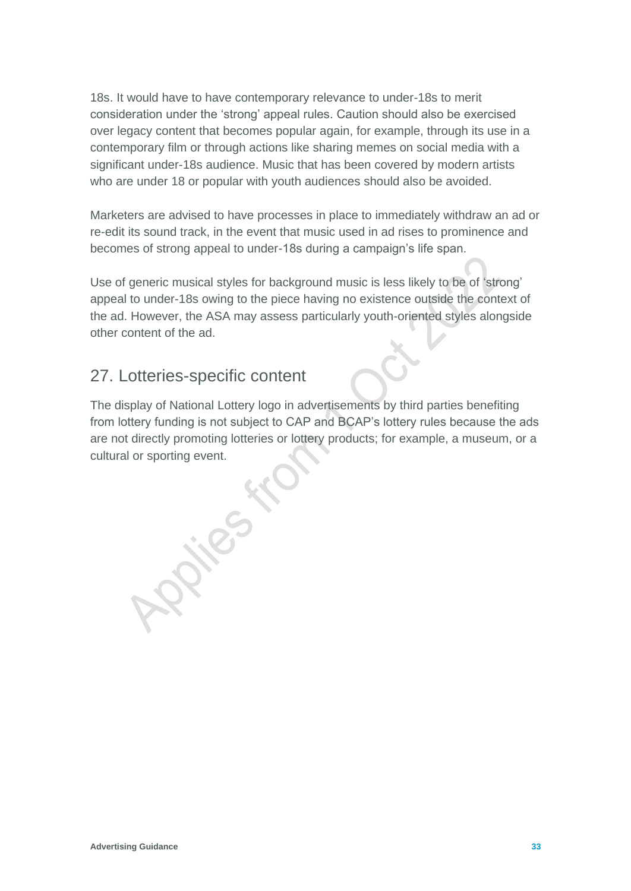18s. It would have to have contemporary relevance to under-18s to merit consideration under the 'strong' appeal rules. Caution should also be exercised over legacy content that becomes popular again, for example, through its use in a contemporary film or through actions like sharing memes on social media with a significant under-18s audience. Music that has been covered by modern artists who are under 18 or popular with youth audiences should also be avoided.

Marketers are advised to have processes in place to immediately withdraw an ad or re-edit its sound track, in the event that music used in ad rises to prominence and becomes of strong appeal to under-18s during a campaign's life span.

Use of generic musical styles for background music is less likely to be of 'strong' appeal to under-18s owing to the piece having no existence outside the context of the ad. However, the ASA may assess particularly youth-oriented styles alongside other content of the ad.

## 27. Lotteries-specific content

The display of National Lottery logo in advertisements by third parties benefiting from lottery funding is not subject to CAP and BCAP's lottery rules because the ads are not directly promoting lotteries or lottery products; for example, a museum, or a cultural or sporting event.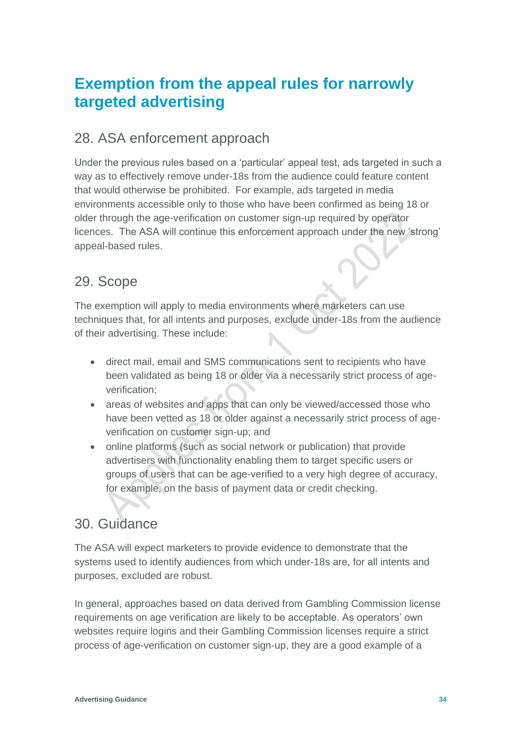# Exemption from the appeal rules for narrowly targeted advertising

## 28. ASA enforcement approach

Under the previous rules based on a 'particular' appeal test, ads targeted in such a way as to effectively remove under-18s from the audience could feature content that would otherwise be prohibited.  For example, ads targeted in media environments accessible only to those who have been confirmed as being 18 or older through the age-verification on customer sign-up required by operator licences.  The ASA will continue this enforcement approach under the new 'strong' appeal-based rules.

## 29. Scope

The exemption will apply to media environments where marketers can use techniques that, for all intents and purposes, exclude under-18s from the audience of their advertising. These include:

- direct mail, email and SMS communications sent to recipients who have been validated as being 18 or older via a necessarily strict process of age-verification;
- areas of websites and apps that can only be viewed/accessed those who have been vetted as 18 or older against a necessarily strict process of age-verification on customer sign-up; and
- online platforms (such as social network or publication) that provide advertisers with functionality enabling them to target specific users or groups of users that can be age-verified to a very high degree of accuracy, for example, on the basis of payment data or credit checking.

## 30. Guidance

The ASA will expect marketers to provide evidence to demonstrate that the systems used to identify audiences from which under-18s are, for all intents and purposes, excluded are robust.

In general, approaches based on data derived from Gambling Commission license requirements on age verification are likely to be acceptable. As operators' own websites require logins and their Gambling Commission licenses require a strict process of age-verification on customer sign-up, they are a good example of a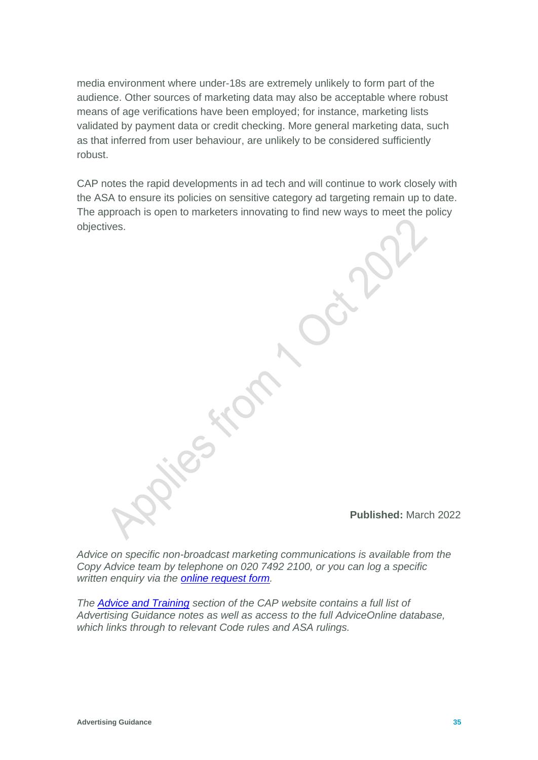media environment where under-18s are extremely unlikely to form part of the audience. Other sources of marketing data may also be acceptable where robust means of age verifications have been employed; for instance, marketing lists validated by payment data or credit checking. More general marketing data, such as that inferred from user behaviour, are unlikely to be considered sufficiently robust.

CAP notes the rapid developments in ad tech and will continue to work closely with the ASA to ensure its policies on sensitive category ad targeting remain up to date. The approach is open to marketers innovating to find new ways to meet the policy objectives.

Applies from 1 Oct 2022

**Published:** March 2022

*Advice on specific non-broadcast marketing communications is available from the Copy Advice team by telephone on 020 7492 2100, or you can log a specific written enquiry via the online request form.*

*The Advice and Training section of the CAP website contains a full list of Advertising Guidance notes as well as access to the full AdviceOnline database, which links through to relevant Code rules and ASA rulings.*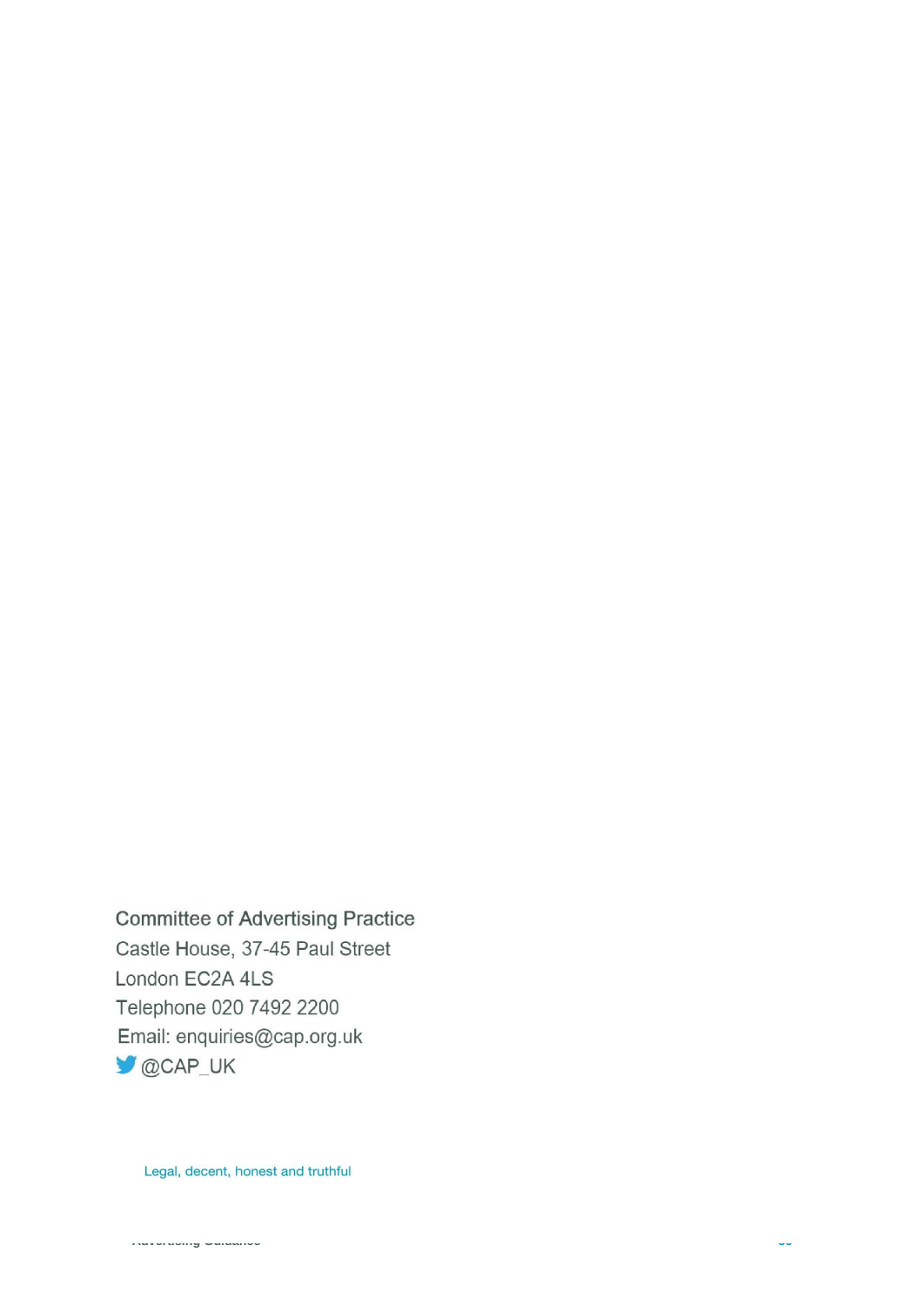Committee of Advertising Practice
Castle House, 37-45 Paul Street
London EC2A 4LS
Telephone 020 7492 2200
Email: enquiries@cap.org.uk
@CAP_UK

Legal, decent, honest and truthful